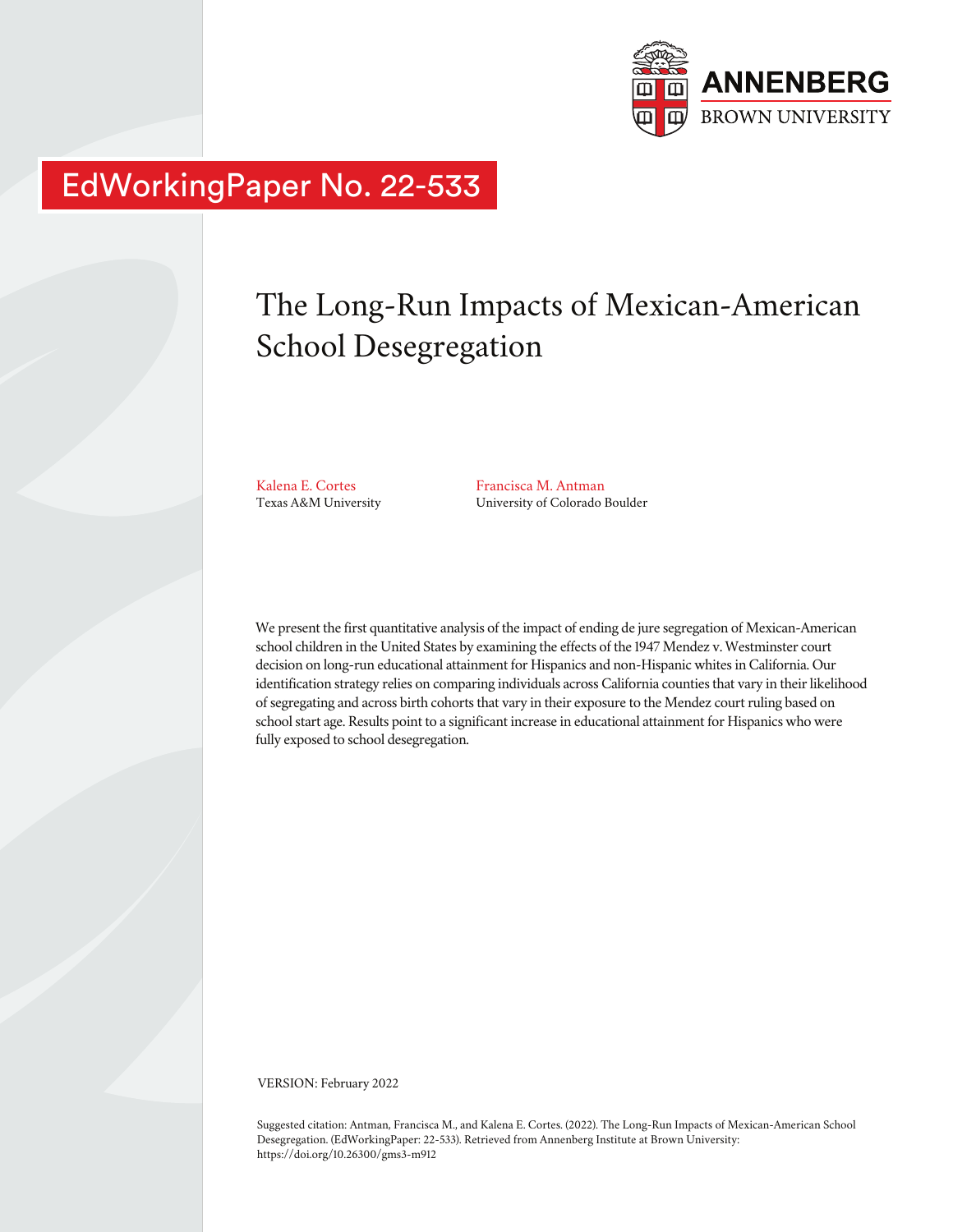ANNENBERG
BROWN UNIVERSITY

EdWorkingPaper No. 22-533

# The Long-Run Impacts of Mexican-American School Desegregation

Kalena E. Cortes
Texas A&M University

Francisca M. Antman
University of Colorado Boulder

We present the first quantitative analysis of the impact of ending de jure segregation of Mexican-American school children in the United States by examining the effects of the 1947 Mendez v. Westminster court decision on long-run educational attainment for Hispanics and non-Hispanic whites in California. Our identification strategy relies on comparing individuals across California counties that vary in their likelihood of segregating and across birth cohorts that vary in their exposure to the Mendez court ruling based on school start age. Results point to a significant increase in educational attainment for Hispanics who were fully exposed to school desegregation.

VERSION: February 2022

Suggested citation: Antman, Francisca M., and Kalena E. Cortes. (2022). The Long-Run Impacts of Mexican-American School Desegregation. (EdWorkingPaper: 22-533). Retrieved from Annenberg Institute at Brown University: https://doi.org/10.26300/gms3-m912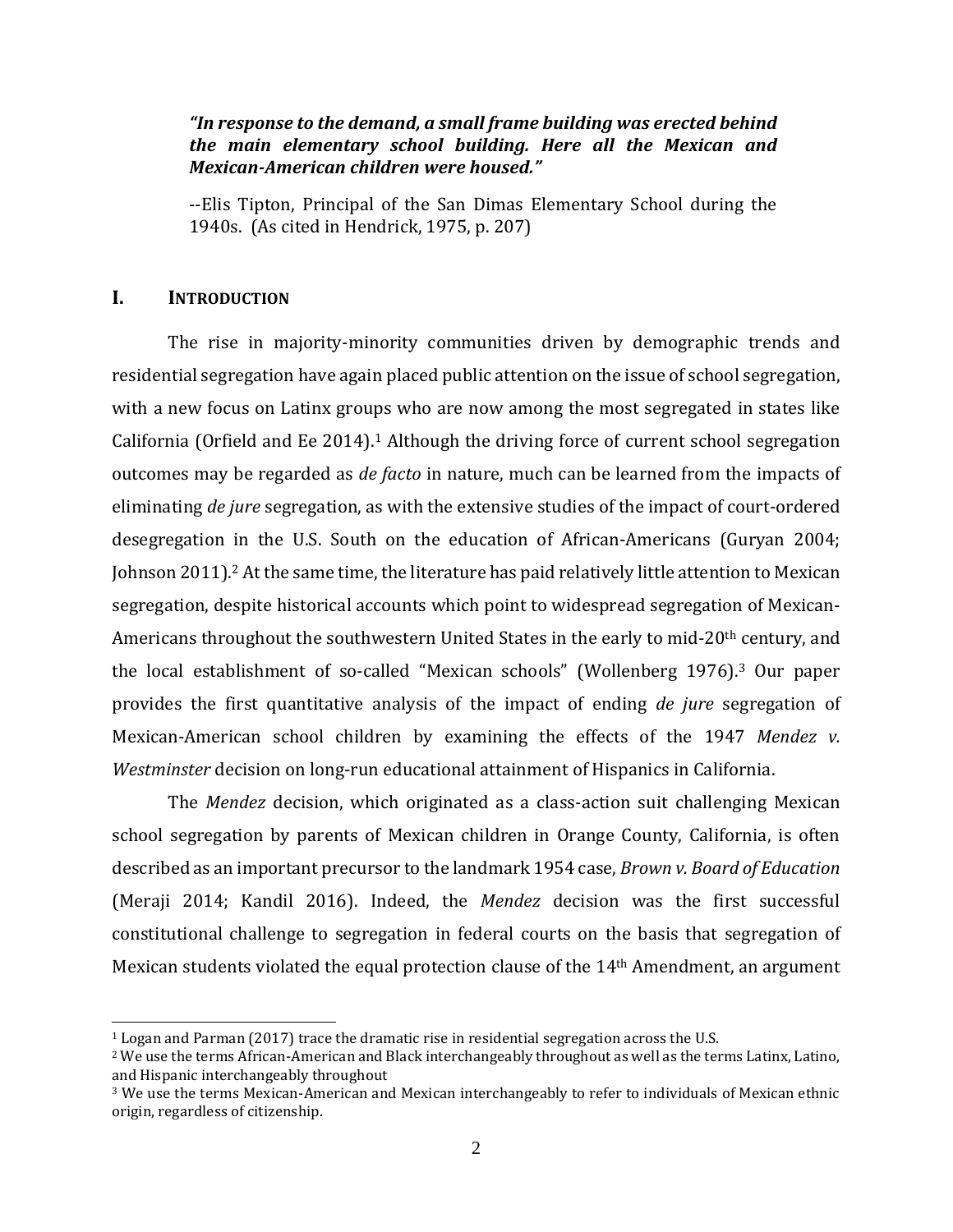***"In response to the demand, a small frame building was erected behind the main elementary school building. Here all the Mexican and Mexican-American children were housed."***

--Elis Tipton, Principal of the San Dimas Elementary School during the 1940s. (As cited in Hendrick, 1975, p. 207)

## I. INTRODUCTION

The rise in majority-minority communities driven by demographic trends and residential segregation have again placed public attention on the issue of school segregation, with a new focus on Latinx groups who are now among the most segregated in states like California (Orfield and Ee 2014).[1] Although the driving force of current school segregation outcomes may be regarded as *de facto* in nature, much can be learned from the impacts of eliminating *de jure* segregation, as with the extensive studies of the impact of court-ordered desegregation in the U.S. South on the education of African-Americans (Guryan 2004; Johnson 2011).[2] At the same time, the literature has paid relatively little attention to Mexican segregation, despite historical accounts which point to widespread segregation of Mexican-Americans throughout the southwestern United States in the early to mid-20th century, and the local establishment of so-called "Mexican schools" (Wollenberg 1976).[3] Our paper provides the first quantitative analysis of the impact of ending *de jure* segregation of Mexican-American school children by examining the effects of the 1947 *Mendez v. Westminster* decision on long-run educational attainment of Hispanics in California.

The *Mendez* decision, which originated as a class-action suit challenging Mexican school segregation by parents of Mexican children in Orange County, California, is often described as an important precursor to the landmark 1954 case, *Brown v. Board of Education* (Meraji 2014; Kandil 2016). Indeed, the *Mendez* decision was the first successful constitutional challenge to segregation in federal courts on the basis that segregation of Mexican students violated the equal protection clause of the 14th Amendment, an argument

[1] Logan and Parman (2017) trace the dramatic rise in residential segregation across the U.S.

[2] We use the terms African-American and Black interchangeably throughout as well as the terms Latinx, Latino, and Hispanic interchangeably throughout

[3] We use the terms Mexican-American and Mexican interchangeably to refer to individuals of Mexican ethnic origin, regardless of citizenship.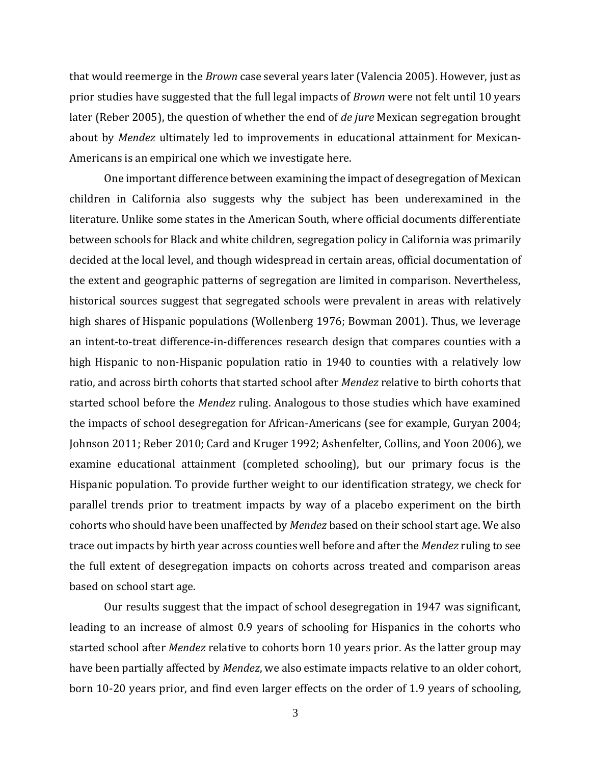that would reemerge in the *Brown* case several years later (Valencia 2005). However, just as prior studies have suggested that the full legal impacts of *Brown* were not felt until 10 years later (Reber 2005), the question of whether the end of *de jure* Mexican segregation brought about by *Mendez* ultimately led to improvements in educational attainment for Mexican-Americans is an empirical one which we investigate here.

One important difference between examining the impact of desegregation of Mexican children in California also suggests why the subject has been underexamined in the literature. Unlike some states in the American South, where official documents differentiate between schools for Black and white children, segregation policy in California was primarily decided at the local level, and though widespread in certain areas, official documentation of the extent and geographic patterns of segregation are limited in comparison. Nevertheless, historical sources suggest that segregated schools were prevalent in areas with relatively high shares of Hispanic populations (Wollenberg 1976; Bowman 2001). Thus, we leverage an intent-to-treat difference-in-differences research design that compares counties with a high Hispanic to non-Hispanic population ratio in 1940 to counties with a relatively low ratio, and across birth cohorts that started school after *Mendez* relative to birth cohorts that started school before the *Mendez* ruling. Analogous to those studies which have examined the impacts of school desegregation for African-Americans (see for example, Guryan 2004; Johnson 2011; Reber 2010; Card and Kruger 1992; Ashenfelter, Collins, and Yoon 2006), we examine educational attainment (completed schooling), but our primary focus is the Hispanic population. To provide further weight to our identification strategy, we check for parallel trends prior to treatment impacts by way of a placebo experiment on the birth cohorts who should have been unaffected by *Mendez* based on their school start age. We also trace out impacts by birth year across counties well before and after the *Mendez* ruling to see the full extent of desegregation impacts on cohorts across treated and comparison areas based on school start age.

Our results suggest that the impact of school desegregation in 1947 was significant, leading to an increase of almost 0.9 years of schooling for Hispanics in the cohorts who started school after *Mendez* relative to cohorts born 10 years prior. As the latter group may have been partially affected by *Mendez*, we also estimate impacts relative to an older cohort, born 10-20 years prior, and find even larger effects on the order of 1.9 years of schooling,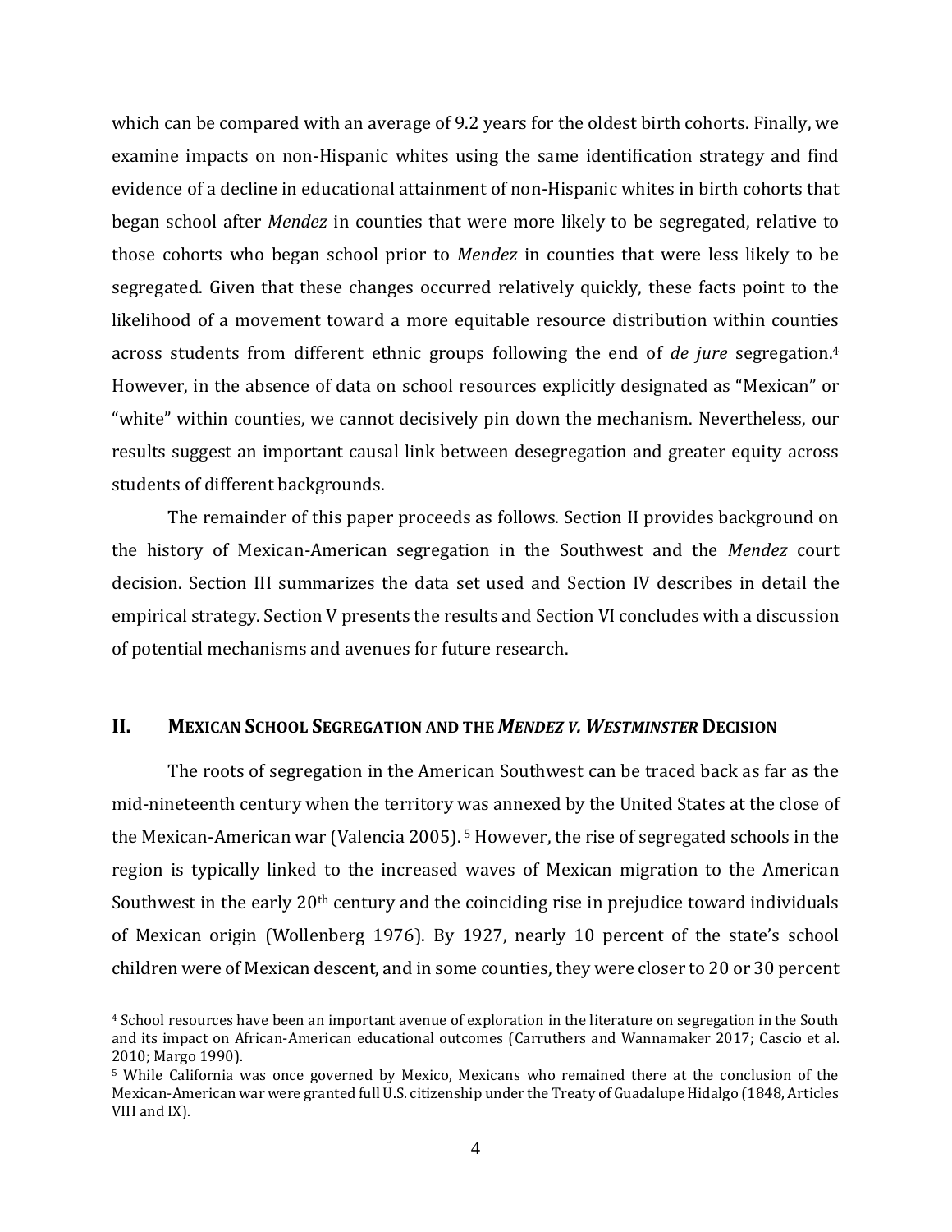which can be compared with an average of 9.2 years for the oldest birth cohorts. Finally, we examine impacts on non-Hispanic whites using the same identification strategy and find evidence of a decline in educational attainment of non-Hispanic whites in birth cohorts that began school after *Mendez* in counties that were more likely to be segregated, relative to those cohorts who began school prior to *Mendez* in counties that were less likely to be segregated. Given that these changes occurred relatively quickly, these facts point to the likelihood of a movement toward a more equitable resource distribution within counties across students from different ethnic groups following the end of *de jure* segregation.[4] However, in the absence of data on school resources explicitly designated as "Mexican" or "white" within counties, we cannot decisively pin down the mechanism. Nevertheless, our results suggest an important causal link between desegregation and greater equity across students of different backgrounds.

The remainder of this paper proceeds as follows. Section II provides background on the history of Mexican-American segregation in the Southwest and the *Mendez* court decision. Section III summarizes the data set used and Section IV describes in detail the empirical strategy. Section V presents the results and Section VI concludes with a discussion of potential mechanisms and avenues for future research.

## II. MEXICAN SCHOOL SEGREGATION AND THE *MENDEZ V. WESTMINSTER* DECISION

The roots of segregation in the American Southwest can be traced back as far as the mid-nineteenth century when the territory was annexed by the United States at the close of the Mexican-American war (Valencia 2005).[5] However, the rise of segregated schools in the region is typically linked to the increased waves of Mexican migration to the American Southwest in the early 20th century and the coinciding rise in prejudice toward individuals of Mexican origin (Wollenberg 1976). By 1927, nearly 10 percent of the state's school children were of Mexican descent, and in some counties, they were closer to 20 or 30 percent

[4] School resources have been an important avenue of exploration in the literature on segregation in the South and its impact on African-American educational outcomes (Carruthers and Wannamaker 2017; Cascio et al. 2010; Margo 1990).

[5] While California was once governed by Mexico, Mexicans who remained there at the conclusion of the Mexican-American war were granted full U.S. citizenship under the Treaty of Guadalupe Hidalgo (1848, Articles VIII and IX).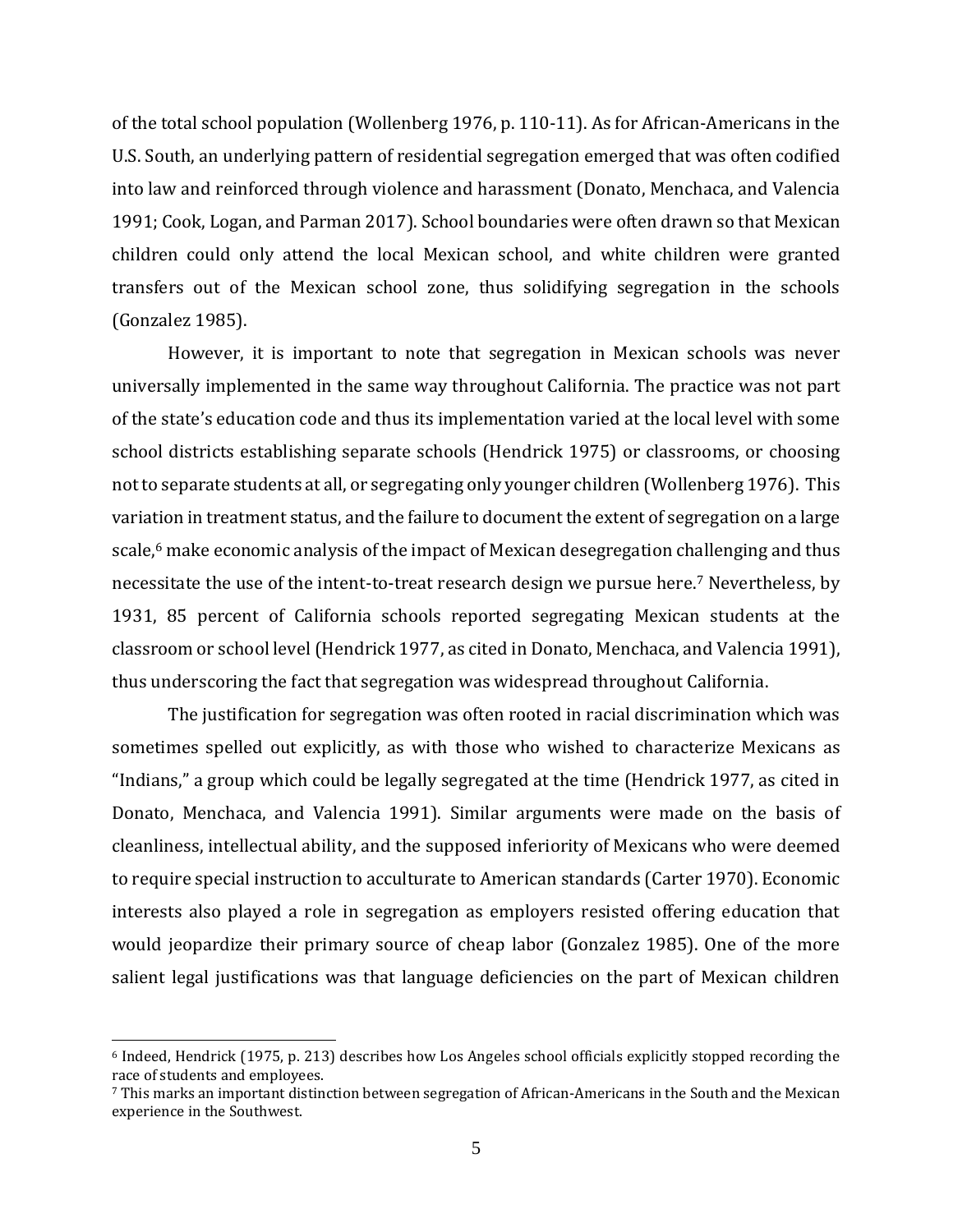of the total school population (Wollenberg 1976, p. 110-11). As for African-Americans in the U.S. South, an underlying pattern of residential segregation emerged that was often codified into law and reinforced through violence and harassment (Donato, Menchaca, and Valencia 1991; Cook, Logan, and Parman 2017). School boundaries were often drawn so that Mexican children could only attend the local Mexican school, and white children were granted transfers out of the Mexican school zone, thus solidifying segregation in the schools (Gonzalez 1985).

However, it is important to note that segregation in Mexican schools was never universally implemented in the same way throughout California. The practice was not part of the state's education code and thus its implementation varied at the local level with some school districts establishing separate schools (Hendrick 1975) or classrooms, or choosing not to separate students at all, or segregating only younger children (Wollenberg 1976). This variation in treatment status, and the failure to document the extent of segregation on a large scale,[6] make economic analysis of the impact of Mexican desegregation challenging and thus necessitate the use of the intent-to-treat research design we pursue here.[7] Nevertheless, by 1931, 85 percent of California schools reported segregating Mexican students at the classroom or school level (Hendrick 1977, as cited in Donato, Menchaca, and Valencia 1991), thus underscoring the fact that segregation was widespread throughout California.

The justification for segregation was often rooted in racial discrimination which was sometimes spelled out explicitly, as with those who wished to characterize Mexicans as "Indians," a group which could be legally segregated at the time (Hendrick 1977, as cited in Donato, Menchaca, and Valencia 1991). Similar arguments were made on the basis of cleanliness, intellectual ability, and the supposed inferiority of Mexicans who were deemed to require special instruction to acculturate to American standards (Carter 1970). Economic interests also played a role in segregation as employers resisted offering education that would jeopardize their primary source of cheap labor (Gonzalez 1985). One of the more salient legal justifications was that language deficiencies on the part of Mexican children

---

[6] Indeed, Hendrick (1975, p. 213) describes how Los Angeles school officials explicitly stopped recording the race of students and employees.

[7] This marks an important distinction between segregation of African-Americans in the South and the Mexican experience in the Southwest.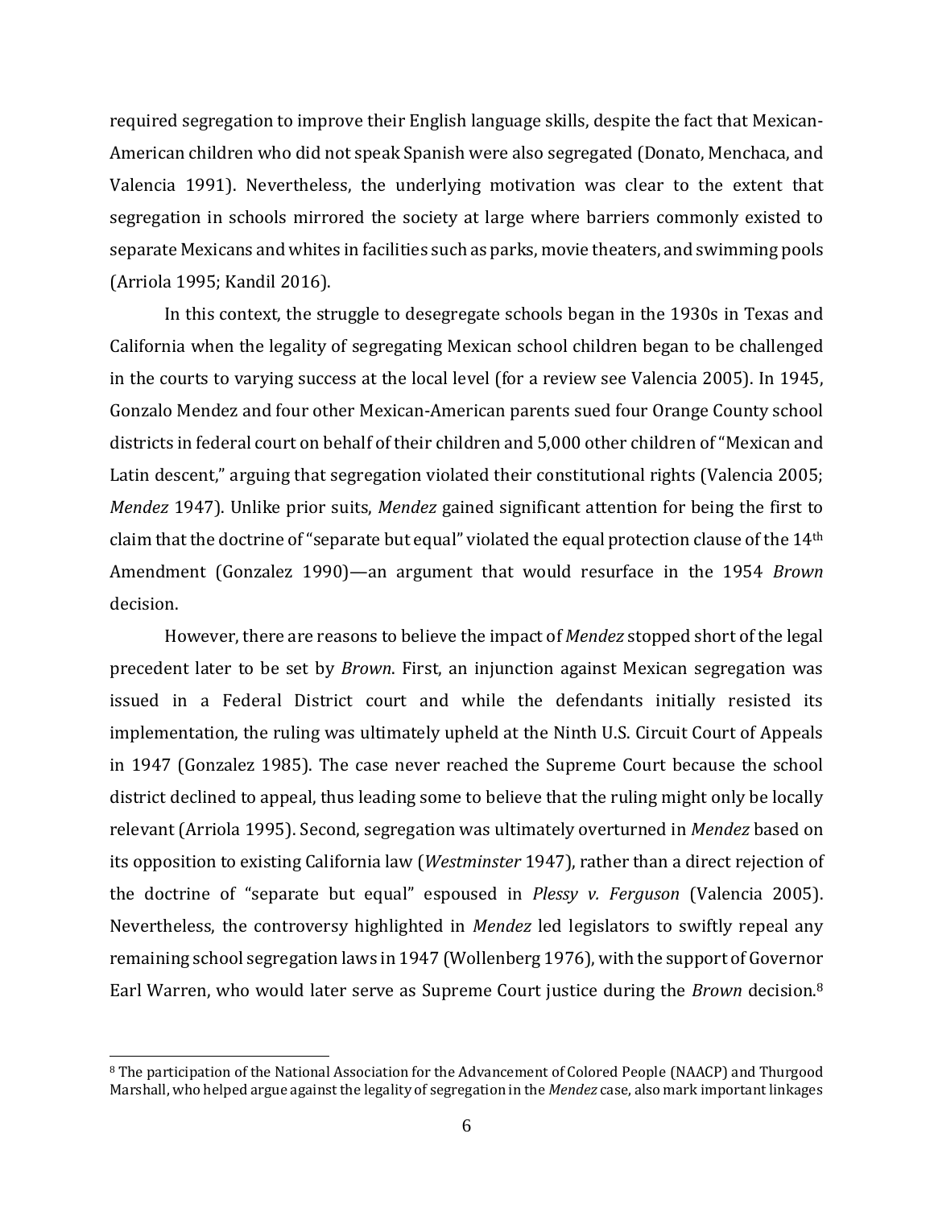required segregation to improve their English language skills, despite the fact that Mexican-American children who did not speak Spanish were also segregated (Donato, Menchaca, and Valencia 1991). Nevertheless, the underlying motivation was clear to the extent that segregation in schools mirrored the society at large where barriers commonly existed to separate Mexicans and whites in facilities such as parks, movie theaters, and swimming pools (Arriola 1995; Kandil 2016).

In this context, the struggle to desegregate schools began in the 1930s in Texas and California when the legality of segregating Mexican school children began to be challenged in the courts to varying success at the local level (for a review see Valencia 2005). In 1945, Gonzalo Mendez and four other Mexican-American parents sued four Orange County school districts in federal court on behalf of their children and 5,000 other children of "Mexican and Latin descent," arguing that segregation violated their constitutional rights (Valencia 2005; *Mendez* 1947). Unlike prior suits, *Mendez* gained significant attention for being the first to claim that the doctrine of "separate but equal" violated the equal protection clause of the 14th Amendment (Gonzalez 1990)—an argument that would resurface in the 1954 *Brown* decision.

However, there are reasons to believe the impact of *Mendez* stopped short of the legal precedent later to be set by *Brown*. First, an injunction against Mexican segregation was issued in a Federal District court and while the defendants initially resisted its implementation, the ruling was ultimately upheld at the Ninth U.S. Circuit Court of Appeals in 1947 (Gonzalez 1985). The case never reached the Supreme Court because the school district declined to appeal, thus leading some to believe that the ruling might only be locally relevant (Arriola 1995). Second, segregation was ultimately overturned in *Mendez* based on its opposition to existing California law (*Westminster* 1947), rather than a direct rejection of the doctrine of "separate but equal" espoused in *Plessy v. Ferguson* (Valencia 2005). Nevertheless, the controversy highlighted in *Mendez* led legislators to swiftly repeal any remaining school segregation laws in 1947 (Wollenberg 1976), with the support of Governor Earl Warren, who would later serve as Supreme Court justice during the *Brown* decision.[8]

[8] The participation of the National Association for the Advancement of Colored People (NAACP) and Thurgood Marshall, who helped argue against the legality of segregation in the *Mendez* case, also mark important linkages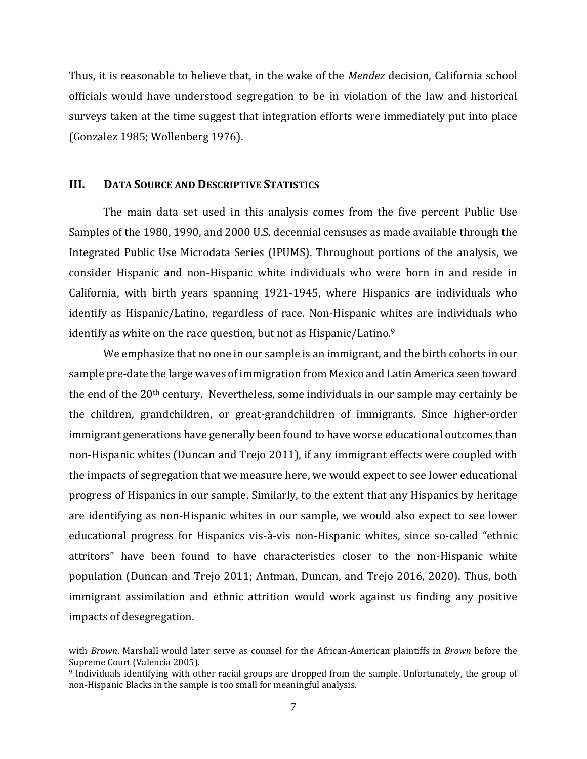Thus, it is reasonable to believe that, in the wake of the *Mendez* decision, California school officials would have understood segregation to be in violation of the law and historical surveys taken at the time suggest that integration efforts were immediately put into place (Gonzalez 1985; Wollenberg 1976).

## III. Data Source and Descriptive Statistics

The main data set used in this analysis comes from the five percent Public Use Samples of the 1980, 1990, and 2000 U.S. decennial censuses as made available through the Integrated Public Use Microdata Series (IPUMS). Throughout portions of the analysis, we consider Hispanic and non-Hispanic white individuals who were born in and reside in California, with birth years spanning 1921-1945, where Hispanics are individuals who identify as Hispanic/Latino, regardless of race. Non-Hispanic whites are individuals who identify as white on the race question, but not as Hispanic/Latino.[9]

We emphasize that no one in our sample is an immigrant, and the birth cohorts in our sample pre-date the large waves of immigration from Mexico and Latin America seen toward the end of the 20th century. Nevertheless, some individuals in our sample may certainly be the children, grandchildren, or great-grandchildren of immigrants. Since higher-order immigrant generations have generally been found to have worse educational outcomes than non-Hispanic whites (Duncan and Trejo 2011), if any immigrant effects were coupled with the impacts of segregation that we measure here, we would expect to see lower educational progress of Hispanics in our sample. Similarly, to the extent that any Hispanics by heritage are identifying as non-Hispanic whites in our sample, we would also expect to see lower educational progress for Hispanics vis-à-vis non-Hispanic whites, since so-called "ethnic attritors" have been found to have characteristics closer to the non-Hispanic white population (Duncan and Trejo 2011; Antman, Duncan, and Trejo 2016, 2020). Thus, both immigrant assimilation and ethnic attrition would work against us finding any positive impacts of desegregation.

---

with *Brown*. Marshall would later serve as counsel for the African-American plaintiffs in *Brown* before the Supreme Court (Valencia 2005).

[9] Individuals identifying with other racial groups are dropped from the sample. Unfortunately, the group of non-Hispanic Blacks in the sample is too small for meaningful analysis.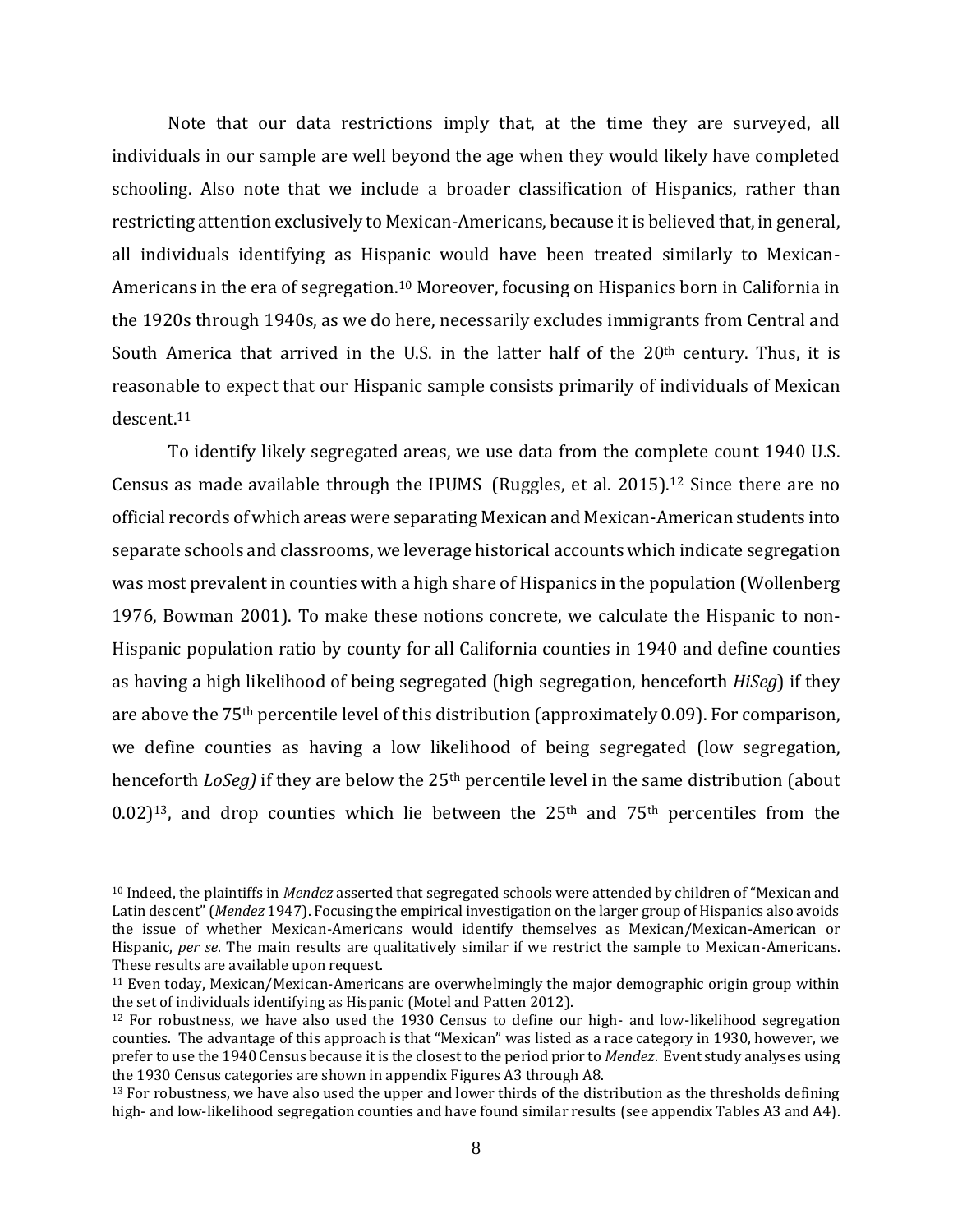Note that our data restrictions imply that, at the time they are surveyed, all individuals in our sample are well beyond the age when they would likely have completed schooling. Also note that we include a broader classification of Hispanics, rather than restricting attention exclusively to Mexican-Americans, because it is believed that, in general, all individuals identifying as Hispanic would have been treated similarly to Mexican-Americans in the era of segregation.[10] Moreover, focusing on Hispanics born in California in the 1920s through 1940s, as we do here, necessarily excludes immigrants from Central and South America that arrived in the U.S. in the latter half of the 20th century. Thus, it is reasonable to expect that our Hispanic sample consists primarily of individuals of Mexican descent.[11]

To identify likely segregated areas, we use data from the complete count 1940 U.S. Census as made available through the IPUMS (Ruggles, et al. 2015).[12] Since there are no official records of which areas were separating Mexican and Mexican-American students into separate schools and classrooms, we leverage historical accounts which indicate segregation was most prevalent in counties with a high share of Hispanics in the population (Wollenberg 1976, Bowman 2001). To make these notions concrete, we calculate the Hispanic to non-Hispanic population ratio by county for all California counties in 1940 and define counties as having a high likelihood of being segregated (high segregation, henceforth *HiSeg*) if they are above the 75th percentile level of this distribution (approximately 0.09). For comparison, we define counties as having a low likelihood of being segregated (low segregation, henceforth *LoSeg)* if they are below the 25th percentile level in the same distribution (about 0.02)[13], and drop counties which lie between the 25th and 75th percentiles from the

---

[10] Indeed, the plaintiffs in *Mendez* asserted that segregated schools were attended by children of "Mexican and Latin descent" (*Mendez* 1947). Focusing the empirical investigation on the larger group of Hispanics also avoids the issue of whether Mexican-Americans would identify themselves as Mexican/Mexican-American or Hispanic, *per se*. The main results are qualitatively similar if we restrict the sample to Mexican-Americans. These results are available upon request.

[11] Even today, Mexican/Mexican-Americans are overwhelmingly the major demographic origin group within the set of individuals identifying as Hispanic (Motel and Patten 2012).

[12] For robustness, we have also used the 1930 Census to define our high- and low-likelihood segregation counties. The advantage of this approach is that "Mexican" was listed as a race category in 1930, however, we prefer to use the 1940 Census because it is the closest to the period prior to *Mendez*. Event study analyses using the 1930 Census categories are shown in appendix Figures A3 through A8.

[13] For robustness, we have also used the upper and lower thirds of the distribution as the thresholds defining high- and low-likelihood segregation counties and have found similar results (see appendix Tables A3 and A4).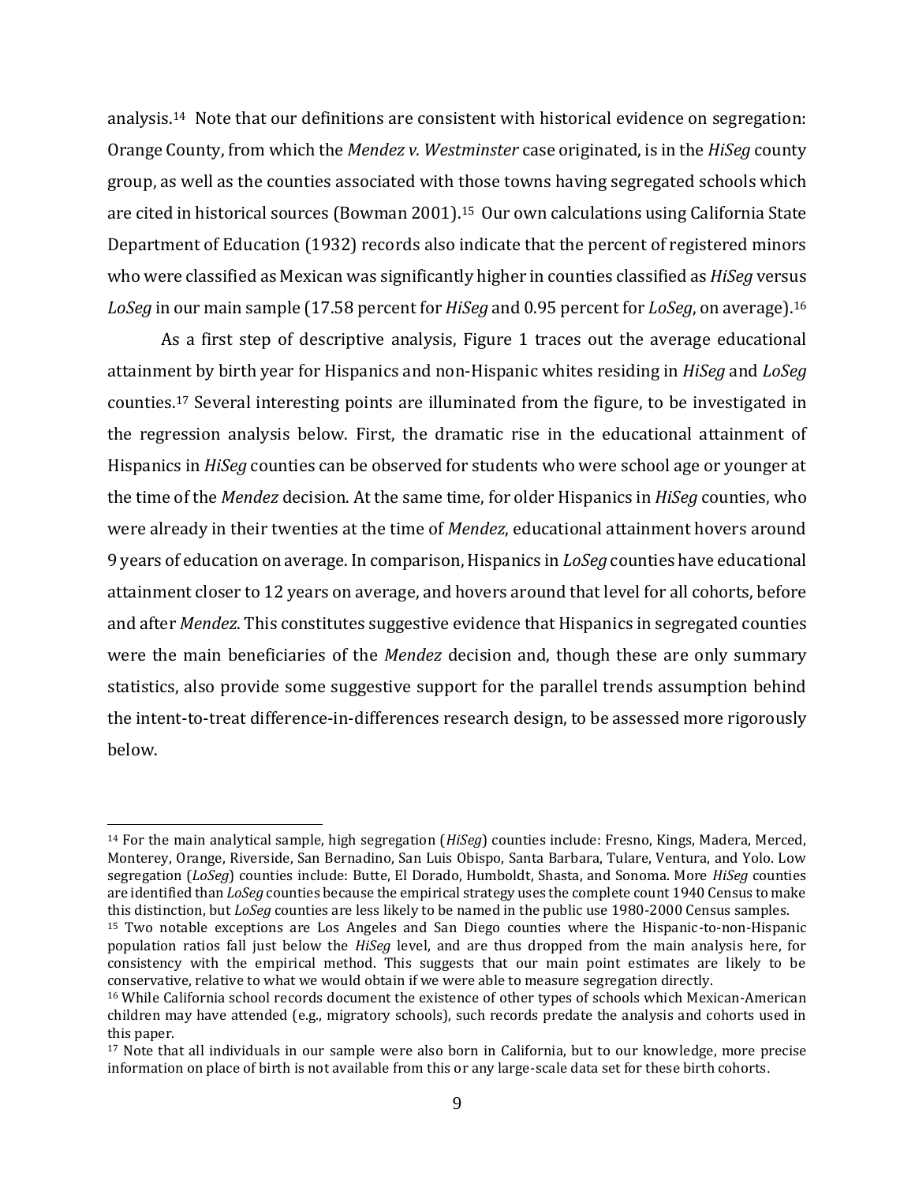analysis.[14] Note that our definitions are consistent with historical evidence on segregation: Orange County, from which the *Mendez v. Westminster* case originated, is in the *HiSeg* county group, as well as the counties associated with those towns having segregated schools which are cited in historical sources (Bowman 2001).[15] Our own calculations using California State Department of Education (1932) records also indicate that the percent of registered minors who were classified as Mexican was significantly higher in counties classified as *HiSeg* versus *LoSeg* in our main sample (17.58 percent for *HiSeg* and 0.95 percent for *LoSeg*, on average).[16]

As a first step of descriptive analysis, Figure 1 traces out the average educational attainment by birth year for Hispanics and non-Hispanic whites residing in *HiSeg* and *LoSeg* counties.[17] Several interesting points are illuminated from the figure, to be investigated in the regression analysis below. First, the dramatic rise in the educational attainment of Hispanics in *HiSeg* counties can be observed for students who were school age or younger at the time of the *Mendez* decision. At the same time, for older Hispanics in *HiSeg* counties, who were already in their twenties at the time of *Mendez*, educational attainment hovers around 9 years of education on average. In comparison, Hispanics in *LoSeg* counties have educational attainment closer to 12 years on average, and hovers around that level for all cohorts, before and after *Mendez*. This constitutes suggestive evidence that Hispanics in segregated counties were the main beneficiaries of the *Mendez* decision and, though these are only summary statistics, also provide some suggestive support for the parallel trends assumption behind the intent-to-treat difference-in-differences research design, to be assessed more rigorously below.

---

[14] For the main analytical sample, high segregation (*HiSeg*) counties include: Fresno, Kings, Madera, Merced, Monterey, Orange, Riverside, San Bernadino, San Luis Obispo, Santa Barbara, Tulare, Ventura, and Yolo. Low segregation (*LoSeg*) counties include: Butte, El Dorado, Humboldt, Shasta, and Sonoma. More *HiSeg* counties are identified than *LoSeg* counties because the empirical strategy uses the complete count 1940 Census to make this distinction, but *LoSeg* counties are less likely to be named in the public use 1980-2000 Census samples.

[15] Two notable exceptions are Los Angeles and San Diego counties where the Hispanic-to-non-Hispanic population ratios fall just below the *HiSeg* level, and are thus dropped from the main analysis here, for consistency with the empirical method. This suggests that our main point estimates are likely to be conservative, relative to what we would obtain if we were able to measure segregation directly.

[16] While California school records document the existence of other types of schools which Mexican-American children may have attended (e.g., migratory schools), such records predate the analysis and cohorts used in this paper.

[17] Note that all individuals in our sample were also born in California, but to our knowledge, more precise information on place of birth is not available from this or any large-scale data set for these birth cohorts.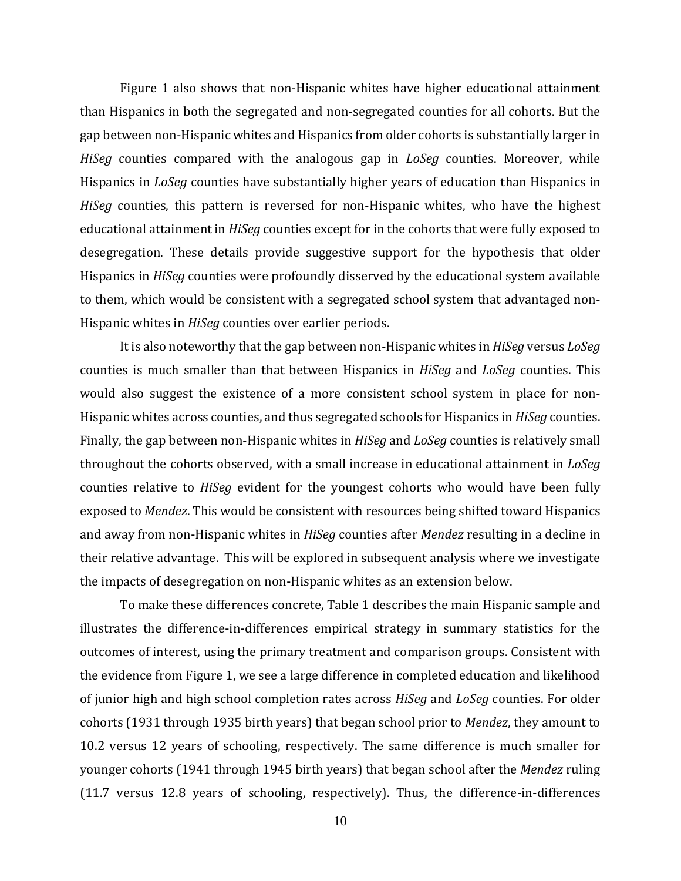Figure 1 also shows that non-Hispanic whites have higher educational attainment than Hispanics in both the segregated and non-segregated counties for all cohorts. But the gap between non-Hispanic whites and Hispanics from older cohorts is substantially larger in *HiSeg* counties compared with the analogous gap in *LoSeg* counties. Moreover, while Hispanics in *LoSeg* counties have substantially higher years of education than Hispanics in *HiSeg* counties, this pattern is reversed for non-Hispanic whites, who have the highest educational attainment in *HiSeg* counties except for in the cohorts that were fully exposed to desegregation. These details provide suggestive support for the hypothesis that older Hispanics in *HiSeg* counties were profoundly disserved by the educational system available to them, which would be consistent with a segregated school system that advantaged non-Hispanic whites in *HiSeg* counties over earlier periods.

It is also noteworthy that the gap between non-Hispanic whites in *HiSeg* versus *LoSeg* counties is much smaller than that between Hispanics in *HiSeg* and *LoSeg* counties. This would also suggest the existence of a more consistent school system in place for non-Hispanic whites across counties, and thus segregated schools for Hispanics in *HiSeg* counties. Finally, the gap between non-Hispanic whites in *HiSeg* and *LoSeg* counties is relatively small throughout the cohorts observed, with a small increase in educational attainment in *LoSeg* counties relative to *HiSeg* evident for the youngest cohorts who would have been fully exposed to *Mendez*. This would be consistent with resources being shifted toward Hispanics and away from non-Hispanic whites in *HiSeg* counties after *Mendez* resulting in a decline in their relative advantage. This will be explored in subsequent analysis where we investigate the impacts of desegregation on non-Hispanic whites as an extension below.

To make these differences concrete, Table 1 describes the main Hispanic sample and illustrates the difference-in-differences empirical strategy in summary statistics for the outcomes of interest, using the primary treatment and comparison groups. Consistent with the evidence from Figure 1, we see a large difference in completed education and likelihood of junior high and high school completion rates across *HiSeg* and *LoSeg* counties. For older cohorts (1931 through 1935 birth years) that began school prior to *Mendez*, they amount to 10.2 versus 12 years of schooling, respectively. The same difference is much smaller for younger cohorts (1941 through 1945 birth years) that began school after the *Mendez* ruling (11.7 versus 12.8 years of schooling, respectively). Thus, the difference-in-differences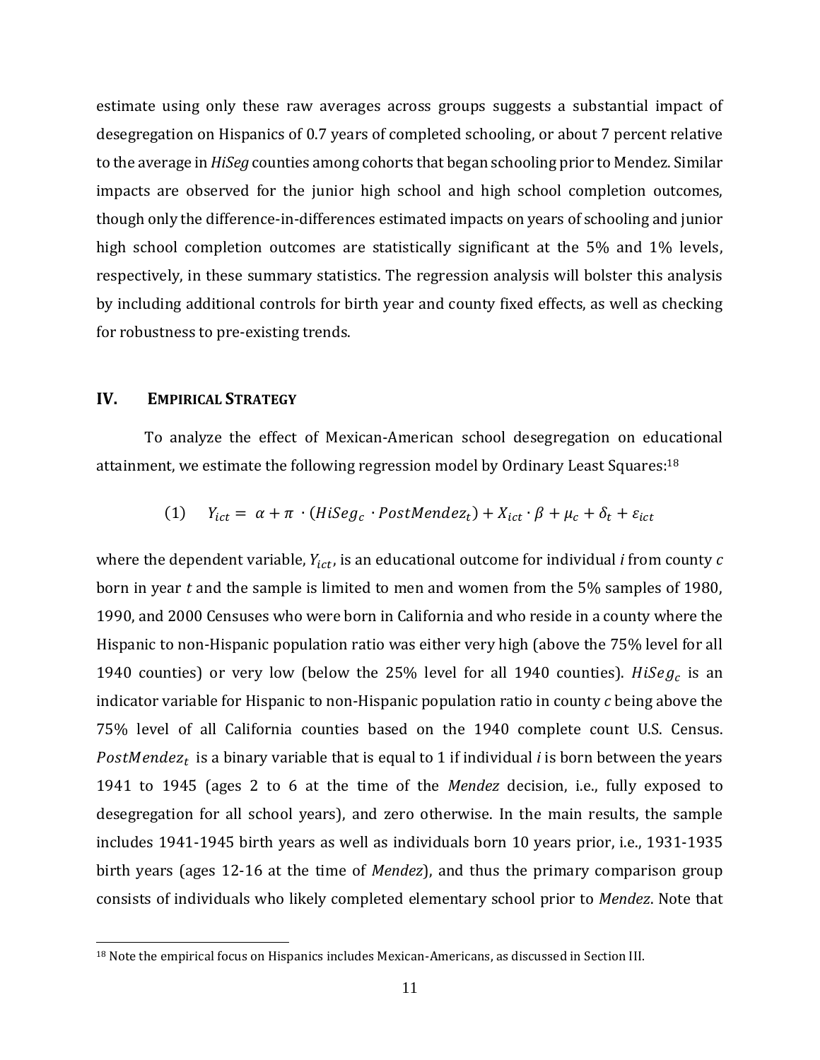estimate using only these raw averages across groups suggests a substantial impact of desegregation on Hispanics of 0.7 years of completed schooling, or about 7 percent relative to the average in *HiSeg* counties among cohorts that began schooling prior to Mendez. Similar impacts are observed for the junior high school and high school completion outcomes, though only the difference-in-differences estimated impacts on years of schooling and junior high school completion outcomes are statistically significant at the 5% and 1% levels, respectively, in these summary statistics. The regression analysis will bolster this analysis by including additional controls for birth year and county fixed effects, as well as checking for robustness to pre-existing trends.

## IV. EMPIRICAL STRATEGY

To analyze the effect of Mexican-American school desegregation on educational attainment, we estimate the following regression model by Ordinary Least Squares:[18]

$$(1) \quad Y_{ict} = \alpha + \pi \cdot (HiSeg_c \cdot PostMendez_t) + X_{ict} \cdot \beta + \mu_c + \delta_t + \varepsilon_{ict}$$

where the dependent variable, $Y_{ict}$, is an educational outcome for individual *i* from county *c* born in year *t* and the sample is limited to men and women from the 5% samples of 1980, 1990, and 2000 Censuses who were born in California and who reside in a county where the Hispanic to non-Hispanic population ratio was either very high (above the 75% level for all 1940 counties) or very low (below the 25% level for all 1940 counties). $HiSeg_c$ is an indicator variable for Hispanic to non-Hispanic population ratio in county *c* being above the 75% level of all California counties based on the 1940 complete count U.S. Census. $PostMendez_t$ is a binary variable that is equal to 1 if individual *i* is born between the years 1941 to 1945 (ages 2 to 6 at the time of the *Mendez* decision, i.e., fully exposed to desegregation for all school years), and zero otherwise. In the main results, the sample includes 1941-1945 birth years as well as individuals born 10 years prior, i.e., 1931-1935 birth years (ages 12-16 at the time of *Mendez*), and thus the primary comparison group consists of individuals who likely completed elementary school prior to *Mendez*. Note that

[18] Note the empirical focus on Hispanics includes Mexican-Americans, as discussed in Section III.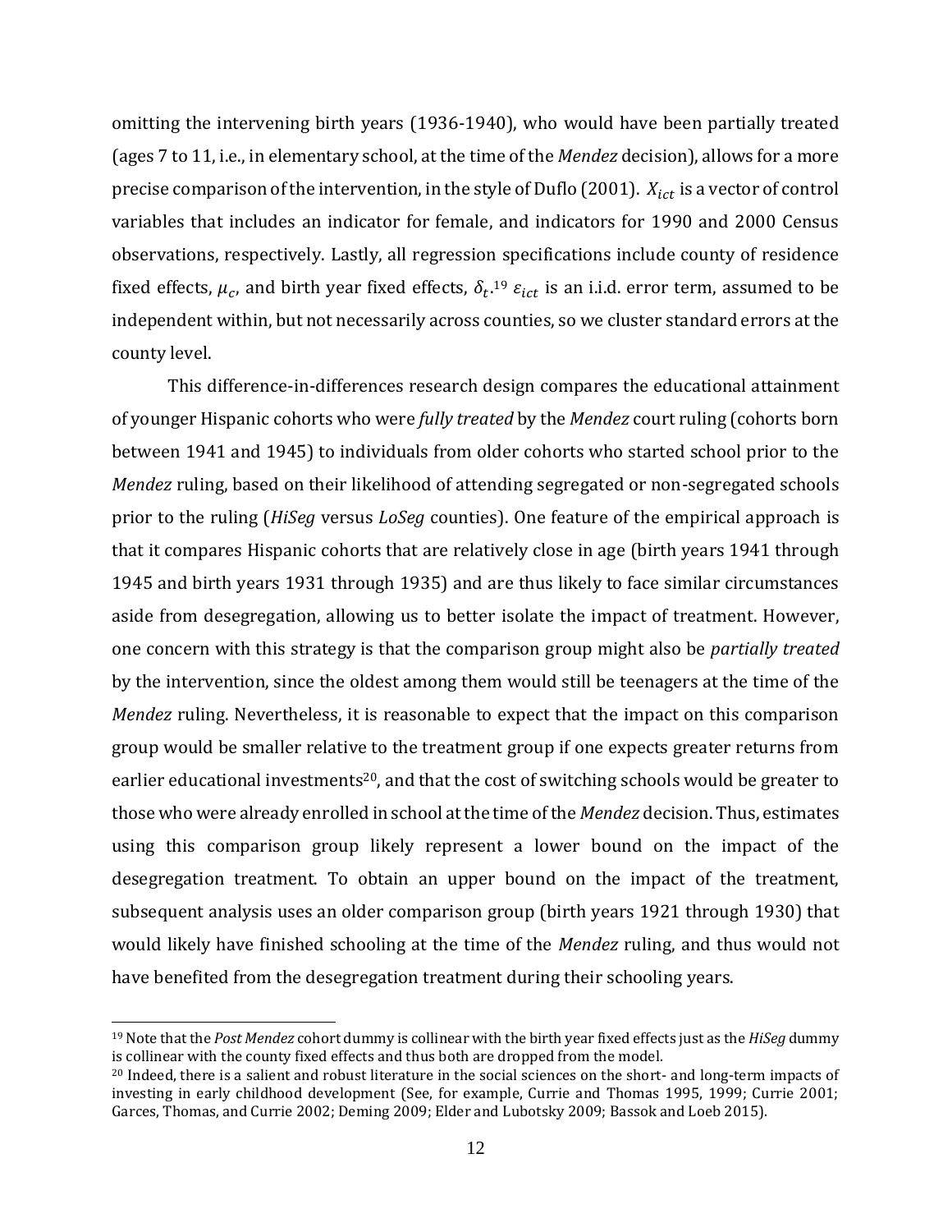omitting the intervening birth years (1936-1940), who would have been partially treated (ages 7 to 11, i.e., in elementary school, at the time of the *Mendez* decision), allows for a more precise comparison of the intervention, in the style of Duflo (2001). $X_{ict}$ is a vector of control variables that includes an indicator for female, and indicators for 1990 and 2000 Census observations, respectively. Lastly, all regression specifications include county of residence fixed effects, $\mu_c$, and birth year fixed effects, $\delta_t$.[19] $\varepsilon_{ict}$ is an i.i.d. error term, assumed to be independent within, but not necessarily across counties, so we cluster standard errors at the county level.

This difference-in-differences research design compares the educational attainment of younger Hispanic cohorts who were *fully treated* by the *Mendez* court ruling (cohorts born between 1941 and 1945) to individuals from older cohorts who started school prior to the *Mendez* ruling, based on their likelihood of attending segregated or non-segregated schools prior to the ruling (*HiSeg* versus *LoSeg* counties). One feature of the empirical approach is that it compares Hispanic cohorts that are relatively close in age (birth years 1941 through 1945 and birth years 1931 through 1935) and are thus likely to face similar circumstances aside from desegregation, allowing us to better isolate the impact of treatment. However, one concern with this strategy is that the comparison group might also be *partially treated* by the intervention, since the oldest among them would still be teenagers at the time of the *Mendez* ruling. Nevertheless, it is reasonable to expect that the impact on this comparison group would be smaller relative to the treatment group if one expects greater returns from earlier educational investments[20], and that the cost of switching schools would be greater to those who were already enrolled in school at the time of the *Mendez* decision. Thus, estimates using this comparison group likely represent a lower bound on the impact of the desegregation treatment. To obtain an upper bound on the impact of the treatment, subsequent analysis uses an older comparison group (birth years 1921 through 1930) that would likely have finished schooling at the time of the *Mendez* ruling, and thus would not have benefited from the desegregation treatment during their schooling years.

---

[19] Note that the *Post Mendez* cohort dummy is collinear with the birth year fixed effects just as the *HiSeg* dummy is collinear with the county fixed effects and thus both are dropped from the model.

[20] Indeed, there is a salient and robust literature in the social sciences on the short- and long-term impacts of investing in early childhood development (See, for example, Currie and Thomas 1995, 1999; Currie 2001; Garces, Thomas, and Currie 2002; Deming 2009; Elder and Lubotsky 2009; Bassok and Loeb 2015).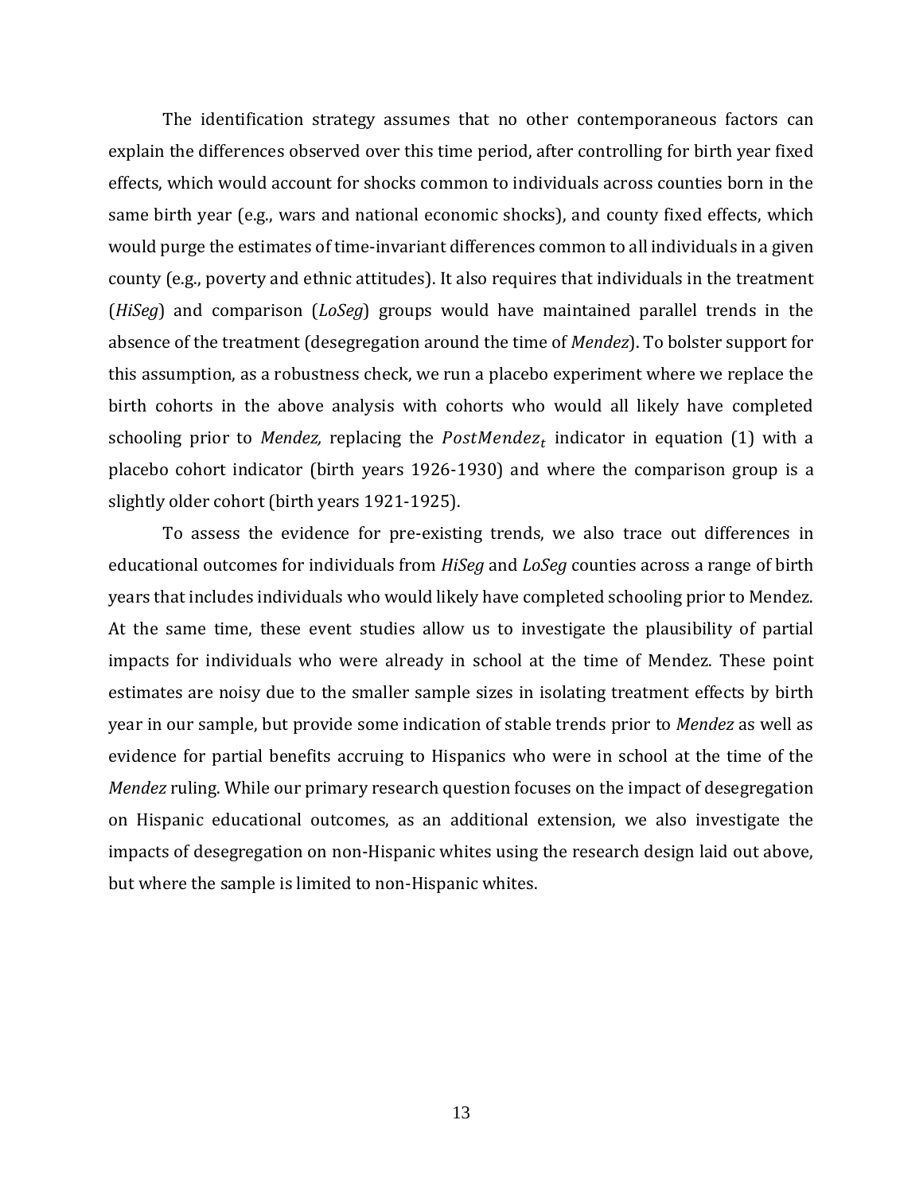The identification strategy assumes that no other contemporaneous factors can explain the differences observed over this time period, after controlling for birth year fixed effects, which would account for shocks common to individuals across counties born in the same birth year (e.g., wars and national economic shocks), and county fixed effects, which would purge the estimates of time-invariant differences common to all individuals in a given county (e.g., poverty and ethnic attitudes). It also requires that individuals in the treatment (*HiSeg*) and comparison (*LoSeg*) groups would have maintained parallel trends in the absence of the treatment (desegregation around the time of *Mendez*). To bolster support for this assumption, as a robustness check, we run a placebo experiment where we replace the birth cohorts in the above analysis with cohorts who would all likely have completed schooling prior to *Mendez,* replacing the $PostMendez_t$ indicator in equation (1) with a placebo cohort indicator (birth years 1926-1930) and where the comparison group is a slightly older cohort (birth years 1921-1925).

To assess the evidence for pre-existing trends, we also trace out differences in educational outcomes for individuals from *HiSeg* and *LoSeg* counties across a range of birth years that includes individuals who would likely have completed schooling prior to Mendez. At the same time, these event studies allow us to investigate the plausibility of partial impacts for individuals who were already in school at the time of Mendez. These point estimates are noisy due to the smaller sample sizes in isolating treatment effects by birth year in our sample, but provide some indication of stable trends prior to *Mendez* as well as evidence for partial benefits accruing to Hispanics who were in school at the time of the *Mendez* ruling. While our primary research question focuses on the impact of desegregation on Hispanic educational outcomes, as an additional extension, we also investigate the impacts of desegregation on non-Hispanic whites using the research design laid out above, but where the sample is limited to non-Hispanic whites.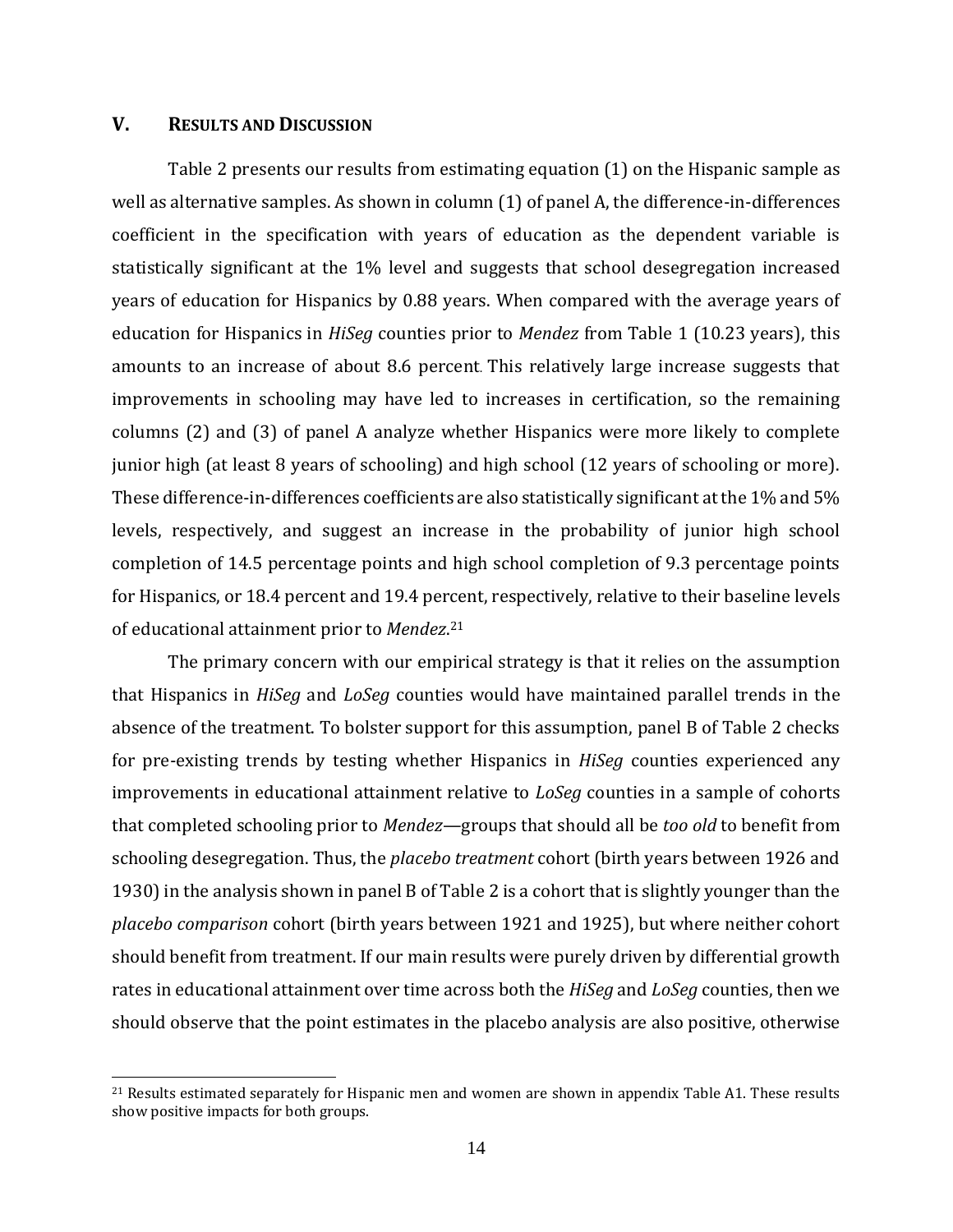## V. RESULTS AND DISCUSSION

Table 2 presents our results from estimating equation (1) on the Hispanic sample as well as alternative samples. As shown in column (1) of panel A, the difference-in-differences coefficient in the specification with years of education as the dependent variable is statistically significant at the 1% level and suggests that school desegregation increased years of education for Hispanics by 0.88 years. When compared with the average years of education for Hispanics in *HiSeg* counties prior to *Mendez* from Table 1 (10.23 years), this amounts to an increase of about 8.6 percent. This relatively large increase suggests that improvements in schooling may have led to increases in certification, so the remaining columns (2) and (3) of panel A analyze whether Hispanics were more likely to complete junior high (at least 8 years of schooling) and high school (12 years of schooling or more). These difference-in-differences coefficients are also statistically significant at the 1% and 5% levels, respectively, and suggest an increase in the probability of junior high school completion of 14.5 percentage points and high school completion of 9.3 percentage points for Hispanics, or 18.4 percent and 19.4 percent, respectively, relative to their baseline levels of educational attainment prior to *Mendez*.[21]

The primary concern with our empirical strategy is that it relies on the assumption that Hispanics in *HiSeg* and *LoSeg* counties would have maintained parallel trends in the absence of the treatment. To bolster support for this assumption, panel B of Table 2 checks for pre-existing trends by testing whether Hispanics in *HiSeg* counties experienced any improvements in educational attainment relative to *LoSeg* counties in a sample of cohorts that completed schooling prior to *Mendez*—groups that should all be *too old* to benefit from schooling desegregation. Thus, the *placebo treatment* cohort (birth years between 1926 and 1930) in the analysis shown in panel B of Table 2 is a cohort that is slightly younger than the *placebo comparison* cohort (birth years between 1921 and 1925), but where neither cohort should benefit from treatment. If our main results were purely driven by differential growth rates in educational attainment over time across both the *HiSeg* and *LoSeg* counties, then we should observe that the point estimates in the placebo analysis are also positive, otherwise

[21] Results estimated separately for Hispanic men and women are shown in appendix Table A1. These results show positive impacts for both groups.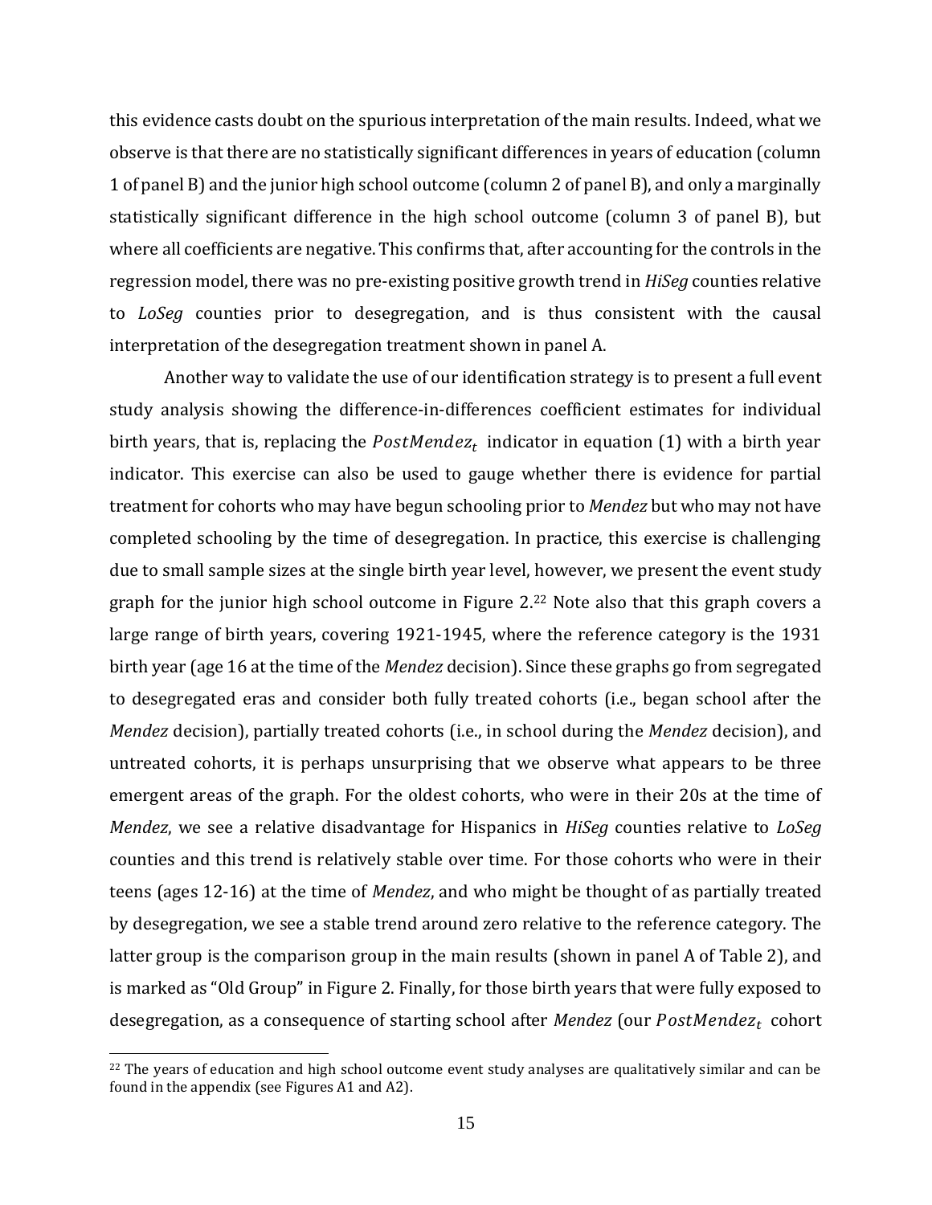this evidence casts doubt on the spurious interpretation of the main results. Indeed, what we observe is that there are no statistically significant differences in years of education (column 1 of panel B) and the junior high school outcome (column 2 of panel B), and only a marginally statistically significant difference in the high school outcome (column 3 of panel B), but where all coefficients are negative. This confirms that, after accounting for the controls in the regression model, there was no pre-existing positive growth trend in *HiSeg* counties relative to *LoSeg* counties prior to desegregation, and is thus consistent with the causal interpretation of the desegregation treatment shown in panel A.

Another way to validate the use of our identification strategy is to present a full event study analysis showing the difference-in-differences coefficient estimates for individual birth years, that is, replacing the $PostMendez_t$ indicator in equation (1) with a birth year indicator. This exercise can also be used to gauge whether there is evidence for partial treatment for cohorts who may have begun schooling prior to *Mendez* but who may not have completed schooling by the time of desegregation. In practice, this exercise is challenging due to small sample sizes at the single birth year level, however, we present the event study graph for the junior high school outcome in Figure 2.[22] Note also that this graph covers a large range of birth years, covering 1921-1945, where the reference category is the 1931 birth year (age 16 at the time of the *Mendez* decision). Since these graphs go from segregated to desegregated eras and consider both fully treated cohorts (i.e., began school after the *Mendez* decision), partially treated cohorts (i.e., in school during the *Mendez* decision), and untreated cohorts, it is perhaps unsurprising that we observe what appears to be three emergent areas of the graph. For the oldest cohorts, who were in their 20s at the time of *Mendez*, we see a relative disadvantage for Hispanics in *HiSeg* counties relative to *LoSeg* counties and this trend is relatively stable over time. For those cohorts who were in their teens (ages 12-16) at the time of *Mendez*, and who might be thought of as partially treated by desegregation, we see a stable trend around zero relative to the reference category. The latter group is the comparison group in the main results (shown in panel A of Table 2), and is marked as "Old Group" in Figure 2. Finally, for those birth years that were fully exposed to desegregation, as a consequence of starting school after *Mendez* (our $PostMendez_t$ cohort

[22] The years of education and high school outcome event study analyses are qualitatively similar and can be found in the appendix (see Figures A1 and A2).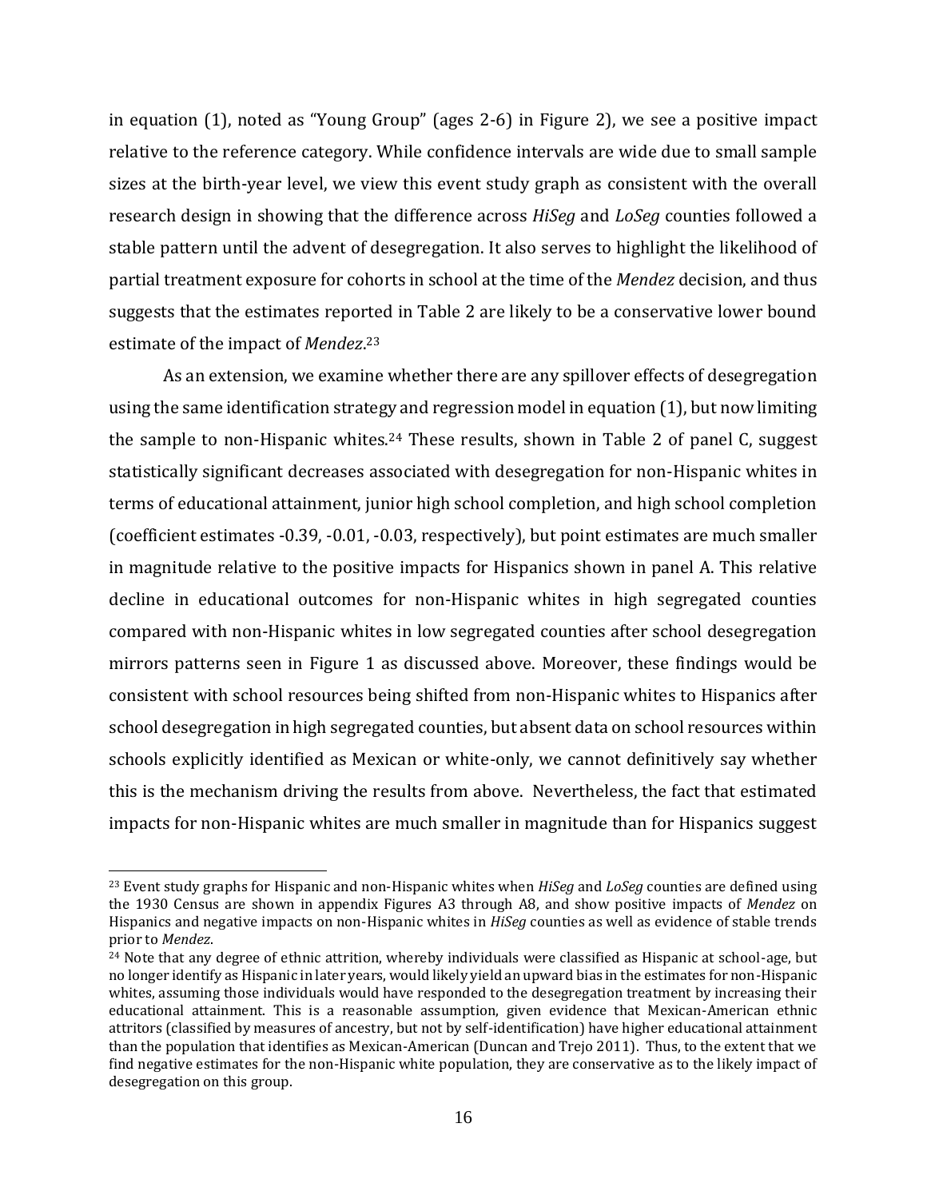in equation (1), noted as "Young Group" (ages 2-6) in Figure 2), we see a positive impact relative to the reference category. While confidence intervals are wide due to small sample sizes at the birth-year level, we view this event study graph as consistent with the overall research design in showing that the difference across *HiSeg* and *LoSeg* counties followed a stable pattern until the advent of desegregation. It also serves to highlight the likelihood of partial treatment exposure for cohorts in school at the time of the *Mendez* decision, and thus suggests that the estimates reported in Table 2 are likely to be a conservative lower bound estimate of the impact of *Mendez*.[23]

As an extension, we examine whether there are any spillover effects of desegregation using the same identification strategy and regression model in equation (1), but now limiting the sample to non-Hispanic whites.[24] These results, shown in Table 2 of panel C, suggest statistically significant decreases associated with desegregation for non-Hispanic whites in terms of educational attainment, junior high school completion, and high school completion (coefficient estimates -0.39, -0.01, -0.03, respectively), but point estimates are much smaller in magnitude relative to the positive impacts for Hispanics shown in panel A. This relative decline in educational outcomes for non-Hispanic whites in high segregated counties compared with non-Hispanic whites in low segregated counties after school desegregation mirrors patterns seen in Figure 1 as discussed above. Moreover, these findings would be consistent with school resources being shifted from non-Hispanic whites to Hispanics after school desegregation in high segregated counties, but absent data on school resources within schools explicitly identified as Mexican or white-only, we cannot definitively say whether this is the mechanism driving the results from above. Nevertheless, the fact that estimated impacts for non-Hispanic whites are much smaller in magnitude than for Hispanics suggest

[23] Event study graphs for Hispanic and non-Hispanic whites when *HiSeg* and *LoSeg* counties are defined using the 1930 Census are shown in appendix Figures A3 through A8, and show positive impacts of *Mendez* on Hispanics and negative impacts on non-Hispanic whites in *HiSeg* counties as well as evidence of stable trends prior to *Mendez*.

[24] Note that any degree of ethnic attrition, whereby individuals were classified as Hispanic at school-age, but no longer identify as Hispanic in later years, would likely yield an upward bias in the estimates for non-Hispanic whites, assuming those individuals would have responded to the desegregation treatment by increasing their educational attainment. This is a reasonable assumption, given evidence that Mexican-American ethnic attritors (classified by measures of ancestry, but not by self-identification) have higher educational attainment than the population that identifies as Mexican-American (Duncan and Trejo 2011). Thus, to the extent that we find negative estimates for the non-Hispanic white population, they are conservative as to the likely impact of desegregation on this group.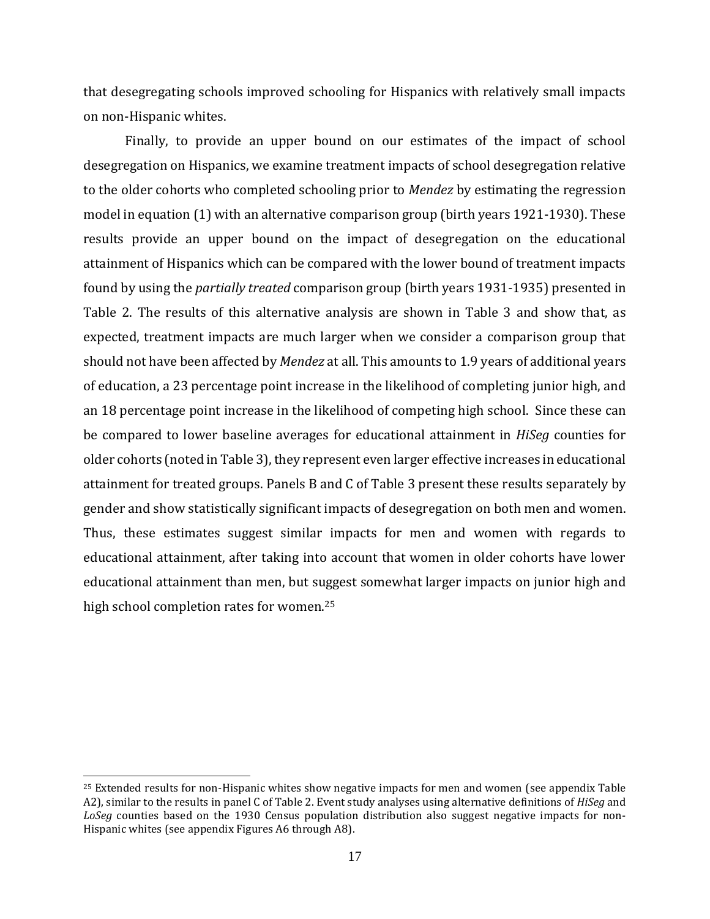that desegregating schools improved schooling for Hispanics with relatively small impacts on non-Hispanic whites.

Finally, to provide an upper bound on our estimates of the impact of school desegregation on Hispanics, we examine treatment impacts of school desegregation relative to the older cohorts who completed schooling prior to *Mendez* by estimating the regression model in equation (1) with an alternative comparison group (birth years 1921-1930). These results provide an upper bound on the impact of desegregation on the educational attainment of Hispanics which can be compared with the lower bound of treatment impacts found by using the *partially treated* comparison group (birth years 1931-1935) presented in Table 2. The results of this alternative analysis are shown in Table 3 and show that, as expected, treatment impacts are much larger when we consider a comparison group that should not have been affected by *Mendez* at all. This amounts to 1.9 years of additional years of education, a 23 percentage point increase in the likelihood of completing junior high, and an 18 percentage point increase in the likelihood of competing high school. Since these can be compared to lower baseline averages for educational attainment in *HiSeg* counties for older cohorts (noted in Table 3), they represent even larger effective increases in educational attainment for treated groups. Panels B and C of Table 3 present these results separately by gender and show statistically significant impacts of desegregation on both men and women. Thus, these estimates suggest similar impacts for men and women with regards to educational attainment, after taking into account that women in older cohorts have lower educational attainment than men, but suggest somewhat larger impacts on junior high and high school completion rates for women.[25]

[25] Extended results for non-Hispanic whites show negative impacts for men and women (see appendix Table A2), similar to the results in panel C of Table 2. Event study analyses using alternative definitions of *HiSeg* and *LoSeg* counties based on the 1930 Census population distribution also suggest negative impacts for non-Hispanic whites (see appendix Figures A6 through A8).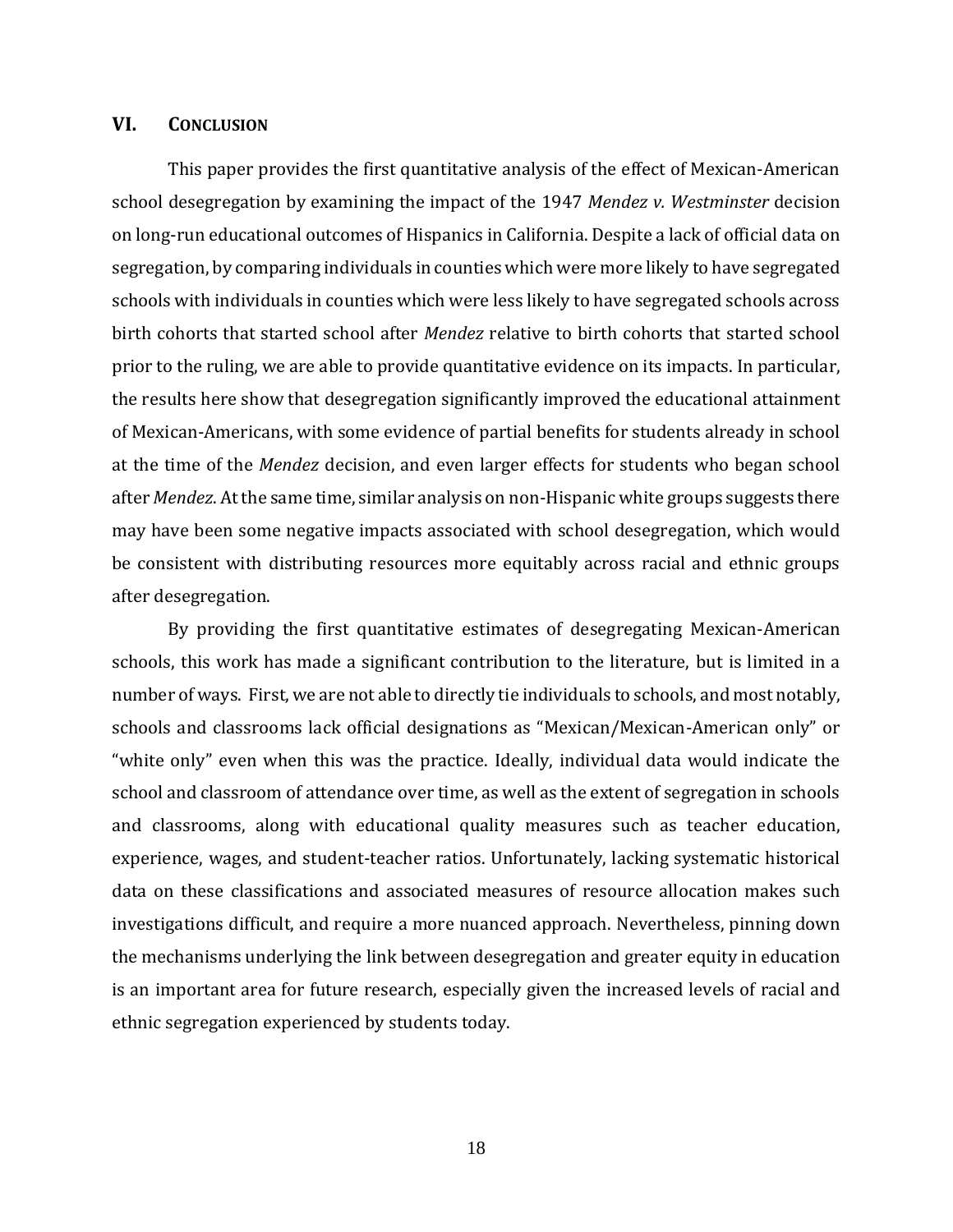## VI. Conclusion

This paper provides the first quantitative analysis of the effect of Mexican-American school desegregation by examining the impact of the 1947 *Mendez v. Westminster* decision on long-run educational outcomes of Hispanics in California. Despite a lack of official data on segregation, by comparing individuals in counties which were more likely to have segregated schools with individuals in counties which were less likely to have segregated schools across birth cohorts that started school after *Mendez* relative to birth cohorts that started school prior to the ruling, we are able to provide quantitative evidence on its impacts. In particular, the results here show that desegregation significantly improved the educational attainment of Mexican-Americans, with some evidence of partial benefits for students already in school at the time of the *Mendez* decision, and even larger effects for students who began school after *Mendez*. At the same time, similar analysis on non-Hispanic white groups suggests there may have been some negative impacts associated with school desegregation, which would be consistent with distributing resources more equitably across racial and ethnic groups after desegregation.

By providing the first quantitative estimates of desegregating Mexican-American schools, this work has made a significant contribution to the literature, but is limited in a number of ways. First, we are not able to directly tie individuals to schools, and most notably, schools and classrooms lack official designations as "Mexican/Mexican-American only" or "white only" even when this was the practice. Ideally, individual data would indicate the school and classroom of attendance over time, as well as the extent of segregation in schools and classrooms, along with educational quality measures such as teacher education, experience, wages, and student-teacher ratios. Unfortunately, lacking systematic historical data on these classifications and associated measures of resource allocation makes such investigations difficult, and require a more nuanced approach. Nevertheless, pinning down the mechanisms underlying the link between desegregation and greater equity in education is an important area for future research, especially given the increased levels of racial and ethnic segregation experienced by students today.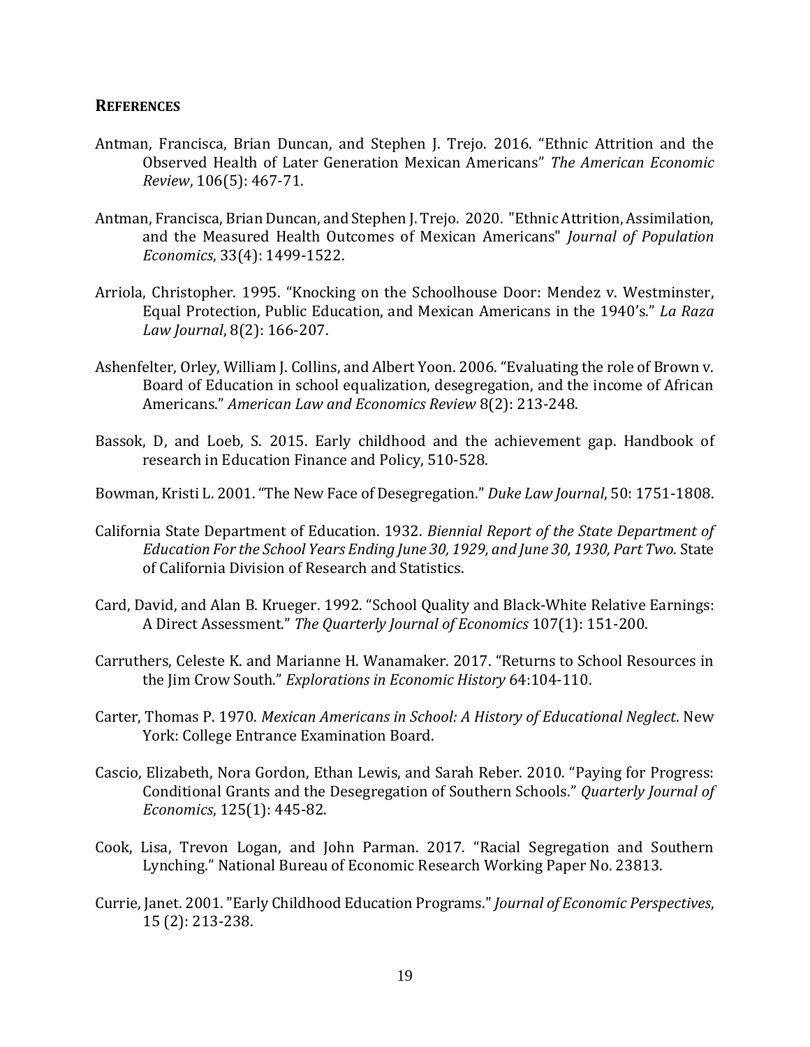## **REFERENCES**

Antman, Francisca, Brian Duncan, and Stephen J. Trejo. 2016. "Ethnic Attrition and the Observed Health of Later Generation Mexican Americans" *The American Economic Review*, 106(5): 467-71.

Antman, Francisca, Brian Duncan, and Stephen J. Trejo. 2020. "Ethnic Attrition, Assimilation, and the Measured Health Outcomes of Mexican Americans" *Journal of Population Economics*, 33(4): 1499-1522.

Arriola, Christopher. 1995. "Knocking on the Schoolhouse Door: Mendez v. Westminster, Equal Protection, Public Education, and Mexican Americans in the 1940's." *La Raza Law Journal*, 8(2): 166-207.

Ashenfelter, Orley, William J. Collins, and Albert Yoon. 2006. "Evaluating the role of Brown v. Board of Education in school equalization, desegregation, and the income of African Americans." *American Law and Economics Review* 8(2): 213-248.

Bassok, D, and Loeb, S. 2015. Early childhood and the achievement gap. Handbook of research in Education Finance and Policy, 510-528.

Bowman, Kristi L. 2001. "The New Face of Desegregation." *Duke Law Journal*, 50: 1751-1808.

California State Department of Education. 1932. *Biennial Report of the State Department of Education For the School Years Ending June 30, 1929, and June 30, 1930, Part Two.* State of California Division of Research and Statistics.

Card, David, and Alan B. Krueger. 1992. "School Quality and Black-White Relative Earnings: A Direct Assessment." *The Quarterly Journal of Economics* 107(1): 151-200.

Carruthers, Celeste K. and Marianne H. Wanamaker. 2017. "Returns to School Resources in the Jim Crow South." *Explorations in Economic History* 64:104-110.

Carter, Thomas P. 1970. *Mexican Americans in School: A History of Educational Neglect*. New York: College Entrance Examination Board.

Cascio, Elizabeth, Nora Gordon, Ethan Lewis, and Sarah Reber. 2010. "Paying for Progress: Conditional Grants and the Desegregation of Southern Schools." *Quarterly Journal of Economics*, 125(1): 445-82.

Cook, Lisa, Trevon Logan, and John Parman. 2017. "Racial Segregation and Southern Lynching." National Bureau of Economic Research Working Paper No. 23813.

Currie, Janet. 2001. "Early Childhood Education Programs." *Journal of Economic Perspectives*, 15 (2): 213-238.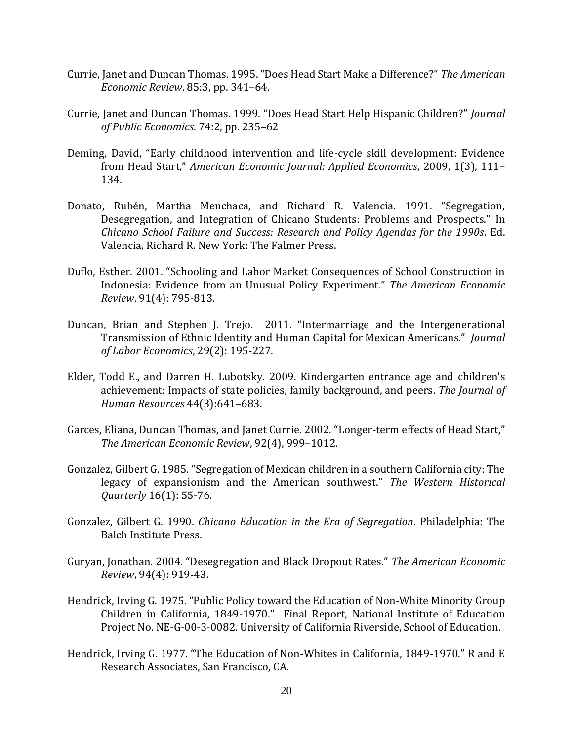Currie, Janet and Duncan Thomas. 1995. "Does Head Start Make a Difference?" *The American Economic Review*. 85:3, pp. 341–64.

Currie, Janet and Duncan Thomas. 1999. "Does Head Start Help Hispanic Children?" *Journal of Public Economics*. 74:2, pp. 235–62

Deming, David, "Early childhood intervention and life-cycle skill development: Evidence from Head Start," *American Economic Journal: Applied Economics*, 2009, 1(3), 111–134.

Donato, Rubén, Martha Menchaca, and Richard R. Valencia. 1991. "Segregation, Desegregation, and Integration of Chicano Students: Problems and Prospects." In *Chicano School Failure and Success: Research and Policy Agendas for the 1990s*. Ed. Valencia, Richard R. New York: The Falmer Press.

Duflo, Esther. 2001. "Schooling and Labor Market Consequences of School Construction in Indonesia: Evidence from an Unusual Policy Experiment." *The American Economic Review*. 91(4): 795-813.

Duncan, Brian and Stephen J. Trejo. 2011. "Intermarriage and the Intergenerational Transmission of Ethnic Identity and Human Capital for Mexican Americans." *Journal of Labor Economics*, 29(2): 195-227.

Elder, Todd E., and Darren H. Lubotsky. 2009. Kindergarten entrance age and children's achievement: Impacts of state policies, family background, and peers. *The Journal of Human Resources* 44(3):641–683.

Garces, Eliana, Duncan Thomas, and Janet Currie. 2002. "Longer-term effects of Head Start," *The American Economic Review*, 92(4), 999–1012.

Gonzalez, Gilbert G. 1985. "Segregation of Mexican children in a southern California city: The legacy of expansionism and the American southwest." *The Western Historical Quarterly* 16(1): 55-76.

Gonzalez, Gilbert G. 1990. *Chicano Education in the Era of Segregation*. Philadelphia: The Balch Institute Press.

Guryan, Jonathan. 2004. "Desegregation and Black Dropout Rates." *The American Economic Review*, 94(4): 919-43.

Hendrick, Irving G. 1975. "Public Policy toward the Education of Non-White Minority Group Children in California, 1849-1970." Final Report, National Institute of Education Project No. NE-G-00-3-0082. University of California Riverside, School of Education.

Hendrick, Irving G. 1977. "The Education of Non-Whites in California, 1849-1970." R and E Research Associates, San Francisco, CA.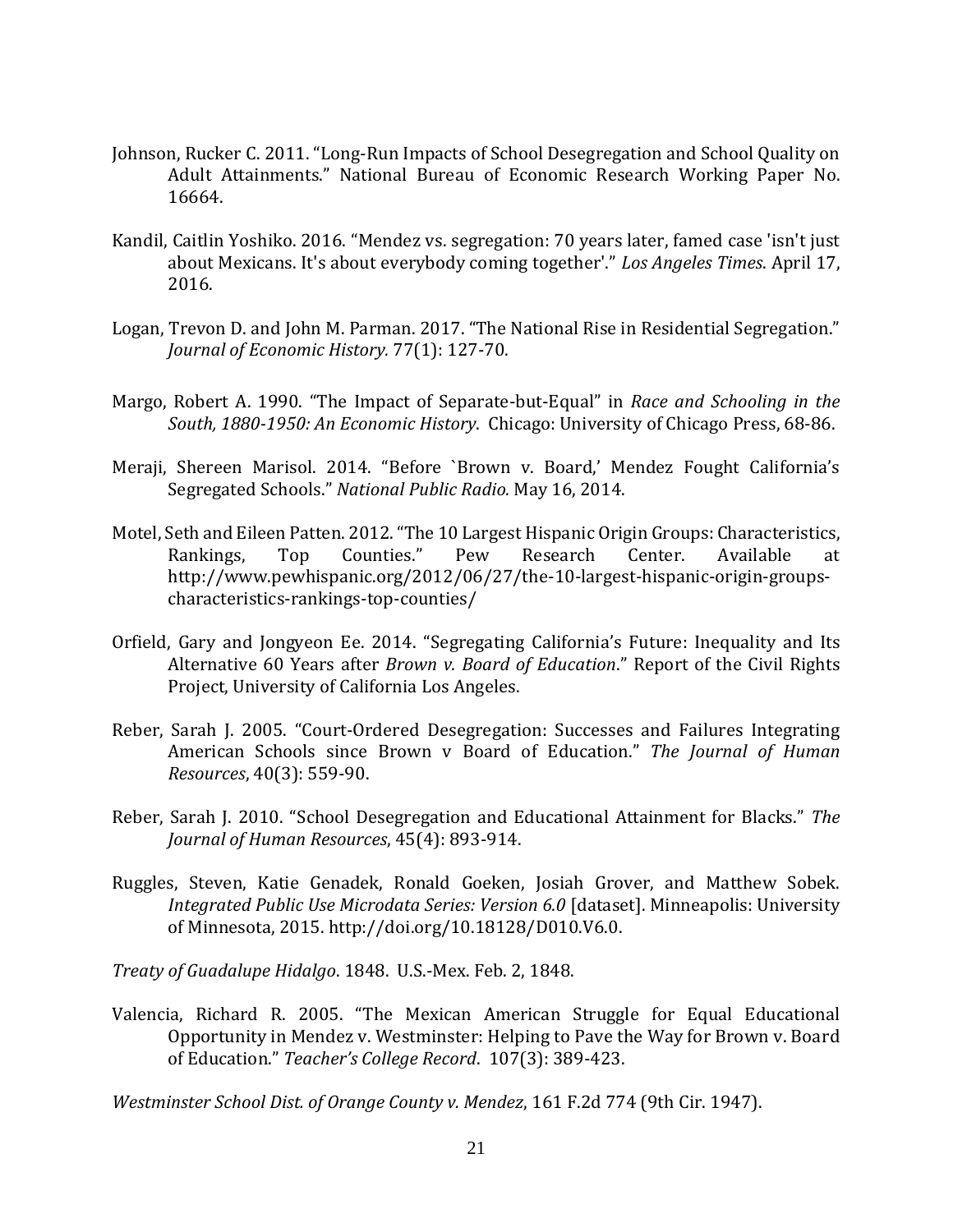Johnson, Rucker C. 2011. "Long-Run Impacts of School Desegregation and School Quality on Adult Attainments." National Bureau of Economic Research Working Paper No. 16664.

Kandil, Caitlin Yoshiko. 2016. "Mendez vs. segregation: 70 years later, famed case 'isn't just about Mexicans. It's about everybody coming together'." *Los Angeles Times*. April 17, 2016.

Logan, Trevon D. and John M. Parman. 2017. "The National Rise in Residential Segregation." *Journal of Economic History.* 77(1): 127-70.

Margo, Robert A. 1990. "The Impact of Separate-but-Equal" in *Race and Schooling in the South, 1880-1950: An Economic History*. Chicago: University of Chicago Press, 68-86.

Meraji, Shereen Marisol. 2014. "Before `Brown v. Board,' Mendez Fought California's Segregated Schools." *National Public Radio.* May 16, 2014.

Motel, Seth and Eileen Patten. 2012. "The 10 Largest Hispanic Origin Groups: Characteristics, Rankings, Top Counties." Pew Research Center. Available at http://www.pewhispanic.org/2012/06/27/the-10-largest-hispanic-origin-groups-characteristics-rankings-top-counties/

Orfield, Gary and Jongyeon Ee. 2014. "Segregating California's Future: Inequality and Its Alternative 60 Years after *Brown v. Board of Education*." Report of the Civil Rights Project, University of California Los Angeles.

Reber, Sarah J. 2005. "Court-Ordered Desegregation: Successes and Failures Integrating American Schools since Brown v Board of Education." *The Journal of Human Resources*, 40(3): 559-90.

Reber, Sarah J. 2010. "School Desegregation and Educational Attainment for Blacks." *The Journal of Human Resources*, 45(4): 893-914.

Ruggles, Steven, Katie Genadek, Ronald Goeken, Josiah Grover, and Matthew Sobek. *Integrated Public Use Microdata Series: Version 6.0* [dataset]. Minneapolis: University of Minnesota, 2015. http://doi.org/10.18128/D010.V6.0.

*Treaty of Guadalupe Hidalgo*. 1848. U.S.-Mex. Feb. 2, 1848.

Valencia, Richard R. 2005. "The Mexican American Struggle for Equal Educational Opportunity in Mendez v. Westminster: Helping to Pave the Way for Brown v. Board of Education." *Teacher's College Record*. 107(3): 389-423.

*Westminster School Dist. of Orange County v. Mendez*, 161 F.2d 774 (9th Cir. 1947).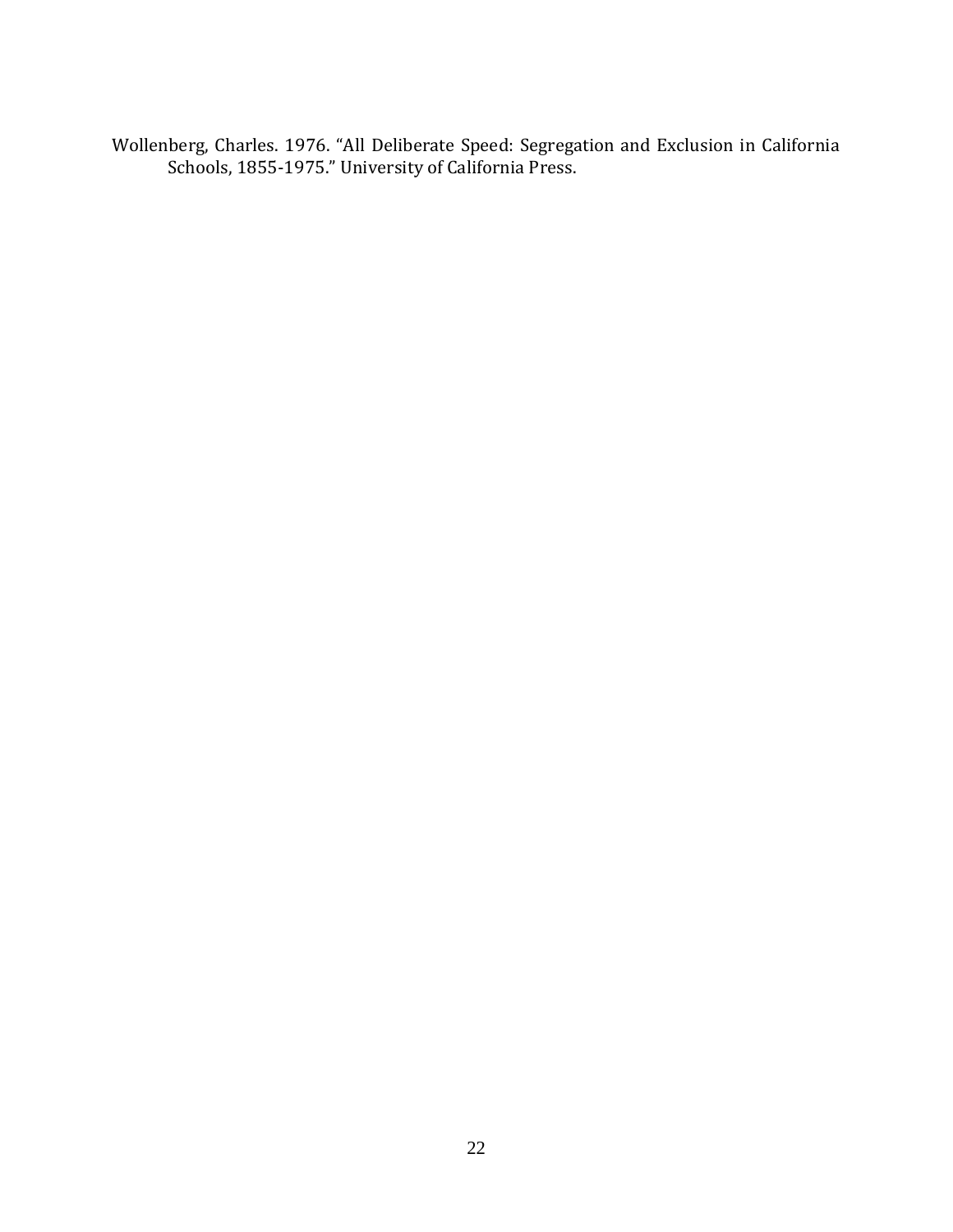Wollenberg, Charles. 1976. "All Deliberate Speed: Segregation and Exclusion in California Schools, 1855-1975." University of California Press.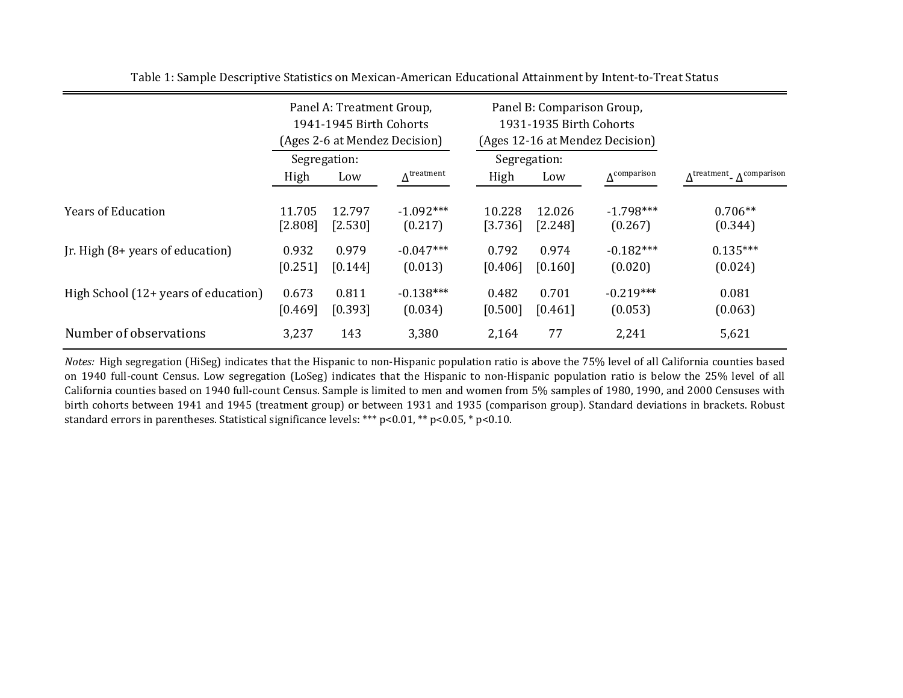Table 1: Sample Descriptive Statistics on Mexican-American Educational Attainment by Intent-to-Treat Status

| | Panel A: Treatment Group, 1941-1945 Birth Cohorts (Ages 2-6 at Mendez Decision) | | | Panel B: Comparison Group, 1931-1935 Birth Cohorts (Ages 12-16 at Mendez Decision) | | | |
|---|---|---|---|---|---|---|---|
| | Segregation: | | | Segregation: | | | |
| | High | Low | $\Delta^{treatment}$ | High | Low | $\Delta^{comparison}$ | $\Delta^{treatment} - \Delta^{comparison}$ |
| Years of Education | 11.705 | 12.797 | -1.092*** | 10.228 | 12.026 | -1.798*** | 0.706** |
| | [2.808] | [2.530] | (0.217) | [3.736] | [2.248] | (0.267) | (0.344) |
| Jr. High (8+ years of education) | 0.932 | 0.979 | -0.047*** | 0.792 | 0.974 | -0.182*** | 0.135*** |
| | [0.251] | [0.144] | (0.013) | [0.406] | [0.160] | (0.020) | (0.024) |
| High School (12+ years of education) | 0.673 | 0.811 | -0.138*** | 0.482 | 0.701 | -0.219*** | 0.081 |
| | [0.469] | [0.393] | (0.034) | [0.500] | [0.461] | (0.053) | (0.063) |
| Number of observations | 3,237 | 143 | 3,380 | 2,164 | 77 | 2,241 | 5,621 |

*Notes:* High segregation (HiSeg) indicates that the Hispanic to non-Hispanic population ratio is above the 75% level of all California counties based on 1940 full-count Census. Low segregation (LoSeg) indicates that the Hispanic to non-Hispanic population ratio is below the 25% level of all California counties based on 1940 full-count Census. Sample is limited to men and women from 5% samples of 1980, 1990, and 2000 Censuses with birth cohorts between 1941 and 1945 (treatment group) or between 1931 and 1935 (comparison group). Standard deviations in brackets. Robust standard errors in parentheses. Statistical significance levels: *** p<0.01, ** p<0.05, * p<0.10.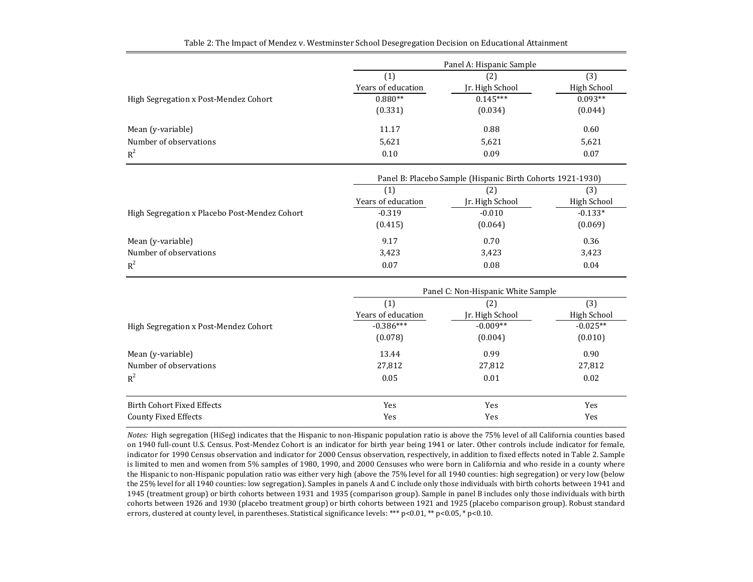Table 2: The Impact of Mendez v. Westminster School Desegregation Decision on Educational Attainment

| | Panel A: Hispanic Sample | | |
|---|---|---|---|
| | (1) | (2) | (3) |
| | Years of education | Jr. High School | High School |
| High Segregation x Post-Mendez Cohort | 0.880** | 0.145*** | 0.093** |
| | (0.331) | (0.034) | (0.044) |
| Mean (y-variable) | 11.17 | 0.88 | 0.60 |
| Number of observations | 5,621 | 5,621 | 5,621 |
| $R^2$ | 0.10 | 0.09 | 0.07 |
| | **Panel B: Placebo Sample (Hispanic Birth Cohorts 1921-1930)** | | |
| | (1) | (2) | (3) |
| | Years of education | Jr. High School | High School |
| High Segregation x Placebo Post-Mendez Cohort | -0.319 | -0.010 | -0.133* |
| | (0.415) | (0.064) | (0.069) |
| Mean (y-variable) | 9.17 | 0.70 | 0.36 |
| Number of observations | 3,423 | 3,423 | 3,423 |
| $R^2$ | 0.07 | 0.08 | 0.04 |
| | **Panel C: Non-Hispanic White Sample** | | |
| | (1) | (2) | (3) |
| | Years of education | Jr. High School | High School |
| High Segregation x Post-Mendez Cohort | -0.386*** | -0.009** | -0.025** |
| | (0.078) | (0.004) | (0.010) |
| Mean (y-variable) | 13.44 | 0.99 | 0.90 |
| Number of observations | 27,812 | 27,812 | 27,812 |
| $R^2$ | 0.05 | 0.01 | 0.02 |
| Birth Cohort Fixed Effects | Yes | Yes | Yes |
| County Fixed Effects | Yes | Yes | Yes |

*Notes:* High segregation (HiSeg) indicates that the Hispanic to non-Hispanic population ratio is above the 75% level of all California counties based on 1940 full-count U.S. Census. Post-Mendez Cohort is an indicator for birth year being 1941 or later. Other controls include indicator for female, indicator for 1990 Census observation and indicator for 2000 Census observation, respectively, in addition to fixed effects noted in Table 2. Sample is limited to men and women from 5% samples of 1980, 1990, and 2000 Censuses who were born in California and who reside in a county where the Hispanic to non-Hispanic population ratio was either very high (above the 75% level for all 1940 counties: high segregation) or very low (below the 25% level for all 1940 counties: low segregation). Samples in panels A and C include only those individuals with birth cohorts between 1941 and 1945 (treatment group) or birth cohorts between 1931 and 1935 (comparison group). Sample in panel B includes only those individuals with birth cohorts between 1926 and 1930 (placebo treatment group) or birth cohorts between 1921 and 1925 (placebo comparison group). Robust standard errors, clustered at county level, in parentheses. Statistical significance levels: *** p<0.01, ** p<0.05, * p<0.10.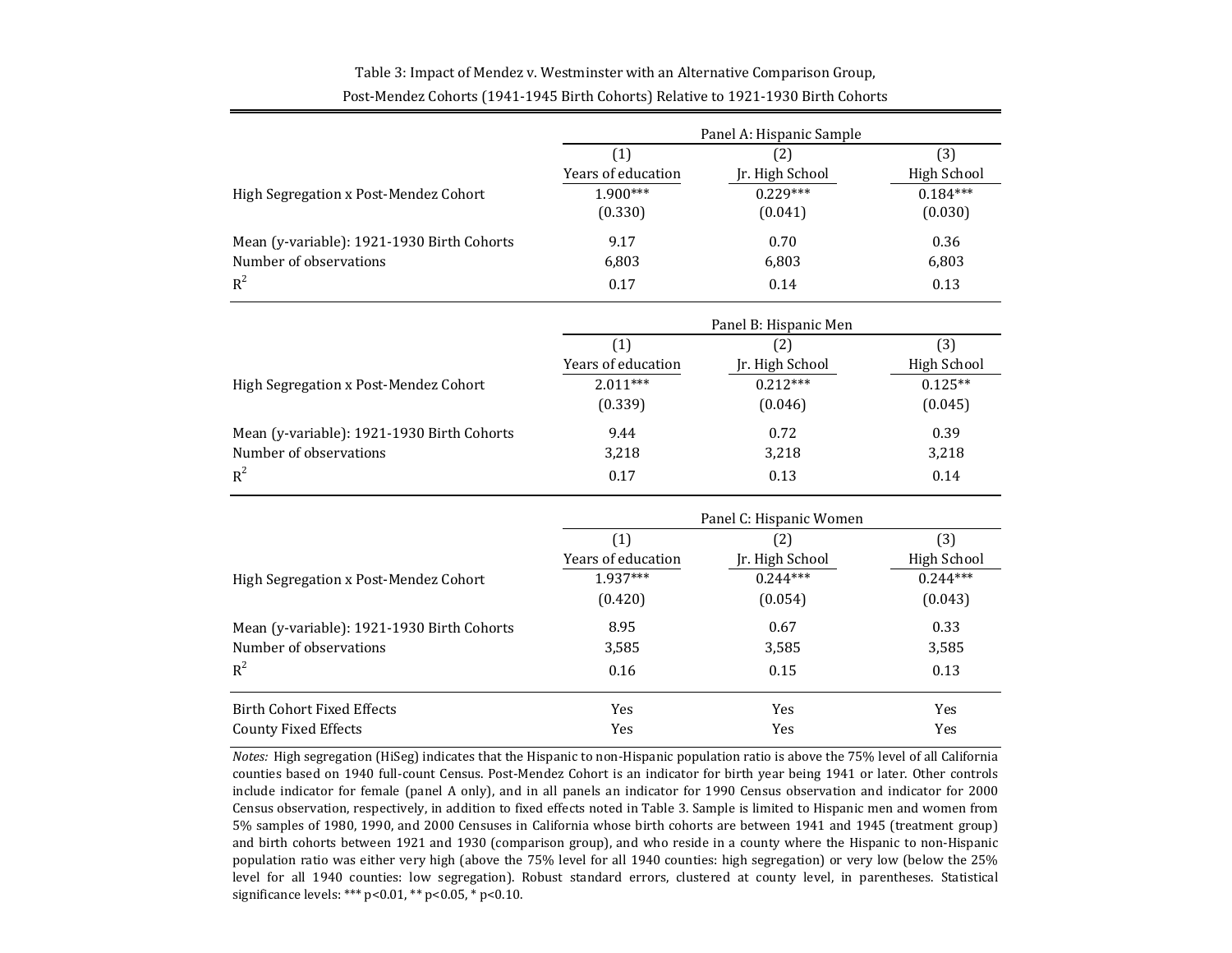Table 3: Impact of Mendez v. Westminster with an Alternative Comparison Group, Post-Mendez Cohorts (1941-1945 Birth Cohorts) Relative to 1921-1930 Birth Cohorts

| | Panel A: Hispanic Sample | | |
|---|---|---|---|
| | (1) | (2) | (3) |
| | Years of education | Jr. High School | High School |
| High Segregation x Post-Mendez Cohort | 1.900*** | 0.229*** | 0.184*** |
| | (0.330) | (0.041) | (0.030) |
| Mean (y-variable): 1921-1930 Birth Cohorts | 9.17 | 0.70 | 0.36 |
| Number of observations | 6,803 | 6,803 | 6,803 |
| $R^2$ | 0.17 | 0.14 | 0.13 |
| | **Panel B: Hispanic Men** | | |
| | (1) | (2) | (3) |
| | Years of education | Jr. High School | High School |
| High Segregation x Post-Mendez Cohort | 2.011*** | 0.212*** | 0.125** |
| | (0.339) | (0.046) | (0.045) |
| Mean (y-variable): 1921-1930 Birth Cohorts | 9.44 | 0.72 | 0.39 |
| Number of observations | 3,218 | 3,218 | 3,218 |
| $R^2$ | 0.17 | 0.13 | 0.14 |
| | **Panel C: Hispanic Women** | | |
| | (1) | (2) | (3) |
| | Years of education | Jr. High School | High School |
| High Segregation x Post-Mendez Cohort | 1.937*** | 0.244*** | 0.244*** |
| | (0.420) | (0.054) | (0.043) |
| Mean (y-variable): 1921-1930 Birth Cohorts | 8.95 | 0.67 | 0.33 |
| Number of observations | 3,585 | 3,585 | 3,585 |
| $R^2$ | 0.16 | 0.15 | 0.13 |
| Birth Cohort Fixed Effects | Yes | Yes | Yes |
| County Fixed Effects | Yes | Yes | Yes |

*Notes:* High segregation (HiSeg) indicates that the Hispanic to non-Hispanic population ratio is above the 75% level of all California counties based on 1940 full-count Census. Post-Mendez Cohort is an indicator for birth year being 1941 or later. Other controls include indicator for female (panel A only), and in all panels an indicator for 1990 Census observation and indicator for 2000 Census observation, respectively, in addition to fixed effects noted in Table 3. Sample is limited to Hispanic men and women from 5% samples of 1980, 1990, and 2000 Censuses in California whose birth cohorts are between 1941 and 1945 (treatment group) and birth cohorts between 1921 and 1930 (comparison group), and who reside in a county where the Hispanic to non-Hispanic population ratio was either very high (above the 75% level for all 1940 counties: high segregation) or very low (below the 25% level for all 1940 counties: low segregation). Robust standard errors, clustered at county level, in parentheses. Statistical significance levels: *** p<0.01, ** p<0.05, * p<0.10.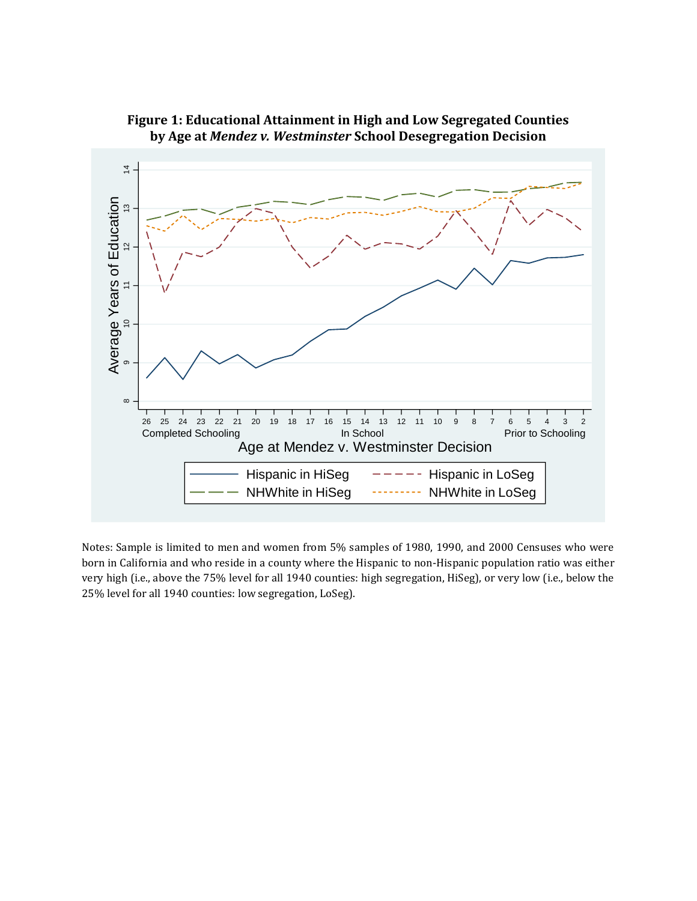**Figure 1: Educational Attainment in High and Low Segregated Counties by Age at *Mendez v. Westminster* School Desegregation Decision**

Notes: Sample is limited to men and women from 5% samples of 1980, 1990, and 2000 Censuses who were born in California and who reside in a county where the Hispanic to non-Hispanic population ratio was either very high (i.e., above the 75% level for all 1940 counties: high segregation, HiSeg), or very low (i.e., below the 25% level for all 1940 counties: low segregation, LoSeg).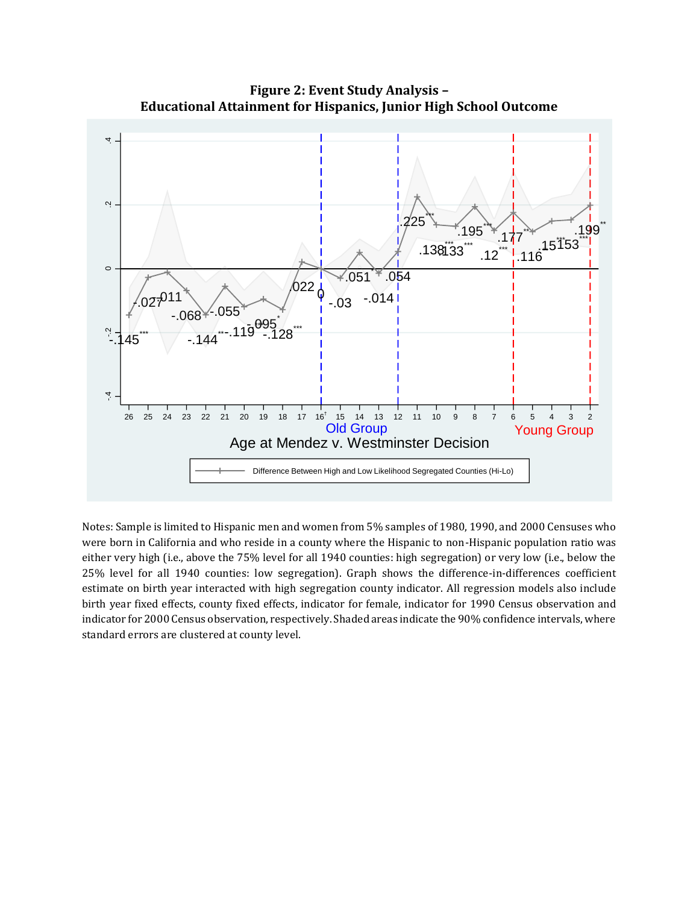**Figure 2: Event Study Analysis – Educational Attainment for Hispanics, Junior High School Outcome**

Notes: Sample is limited to Hispanic men and women from 5% samples of 1980, 1990, and 2000 Censuses who were born in California and who reside in a county where the Hispanic to non-Hispanic population ratio was either very high (i.e., above the 75% level for all 1940 counties: high segregation) or very low (i.e., below the 25% level for all 1940 counties: low segregation). Graph shows the difference-in-differences coefficient estimate on birth year interacted with high segregation county indicator. All regression models also include birth year fixed effects, county fixed effects, indicator for female, indicator for 1990 Census observation and indicator for 2000 Census observation, respectively. Shaded areas indicate the 90% confidence intervals, where standard errors are clustered at county level.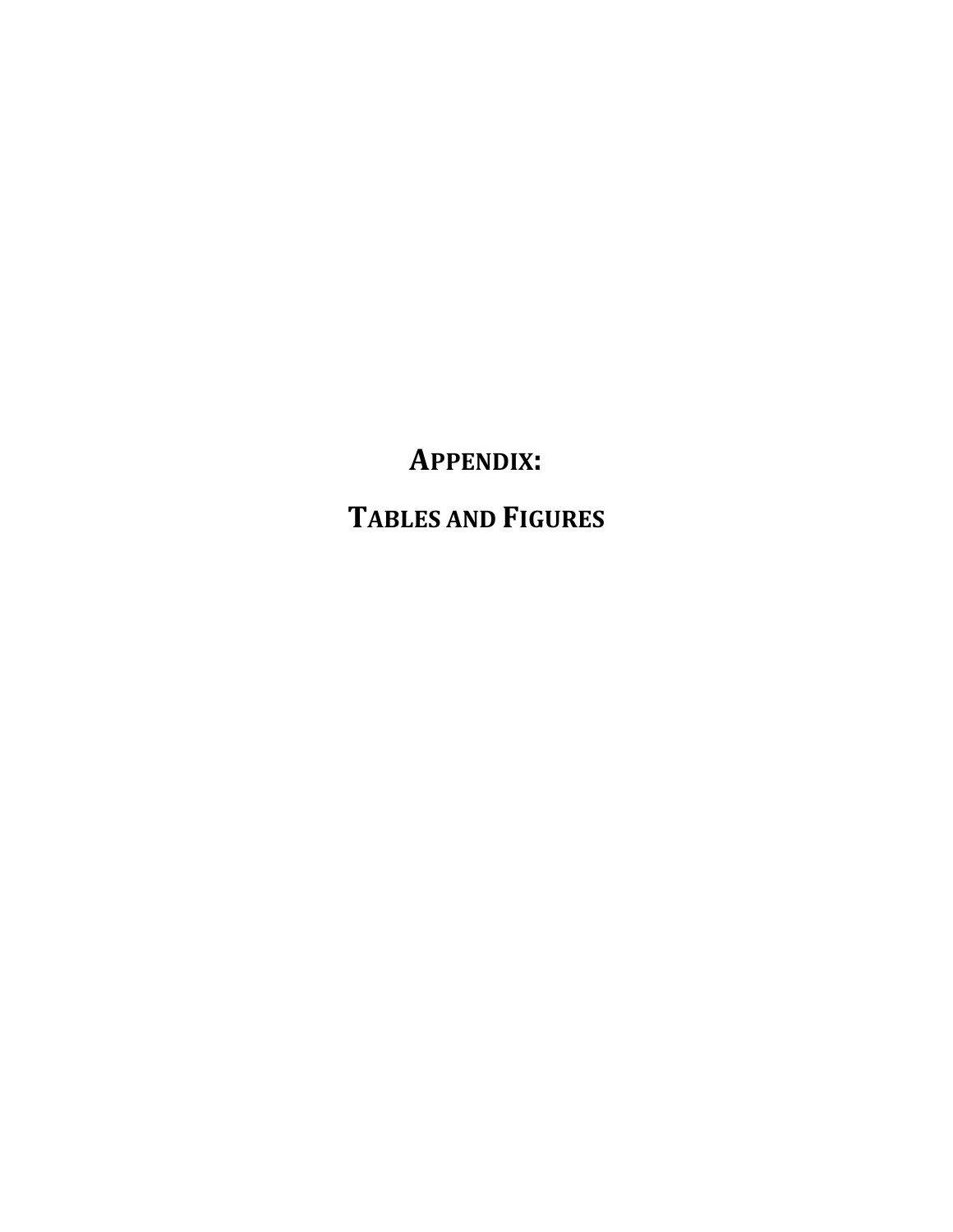# Appendix:

# Tables and Figures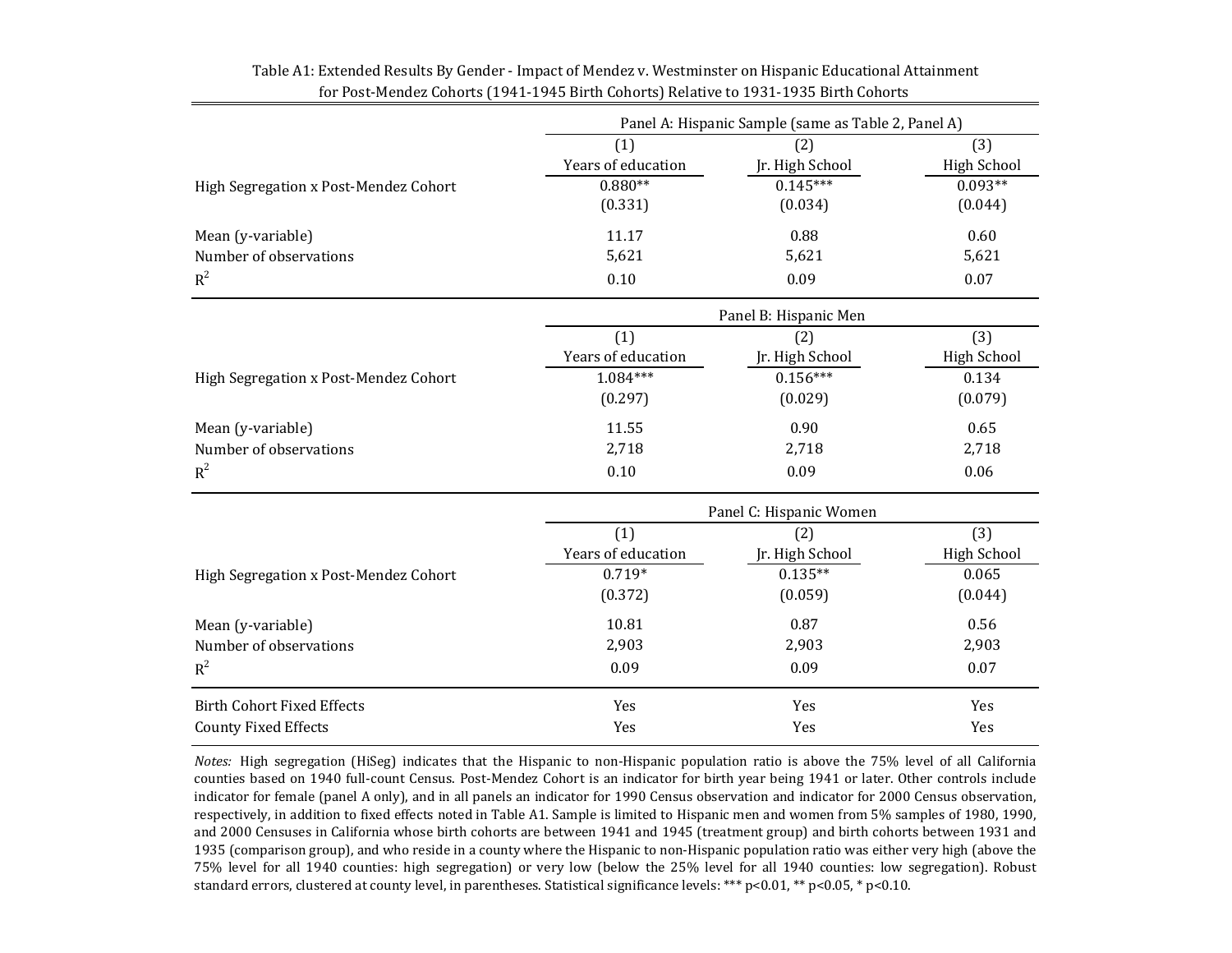Table A1: Extended Results By Gender - Impact of Mendez v. Westminster on Hispanic Educational Attainment for Post-Mendez Cohorts (1941-1945 Birth Cohorts) Relative to 1931-1935 Birth Cohorts

| | (1) Years of education | (2) Jr. High School | (3) High School |
|---|---|---|---|
| **Panel A: Hispanic Sample (same as Table 2, Panel A)** | | | |
| High Segregation x Post-Mendez Cohort | 0.880** | 0.145*** | 0.093** |
| | (0.331) | (0.034) | (0.044) |
| Mean (y-variable) | 11.17 | 0.88 | 0.60 |
| Number of observations | 5,621 | 5,621 | 5,621 |
| $R^2$ | 0.10 | 0.09 | 0.07 |
| **Panel B: Hispanic Men** | | | |
| High Segregation x Post-Mendez Cohort | 1.084*** | 0.156*** | 0.134 |
| | (0.297) | (0.029) | (0.079) |
| Mean (y-variable) | 11.55 | 0.90 | 0.65 |
| Number of observations | 2,718 | 2,718 | 2,718 |
| $R^2$ | 0.10 | 0.09 | 0.06 |
| **Panel C: Hispanic Women** | | | |
| High Segregation x Post-Mendez Cohort | 0.719* | 0.135** | 0.065 |
| | (0.372) | (0.059) | (0.044) |
| Mean (y-variable) | 10.81 | 0.87 | 0.56 |
| Number of observations | 2,903 | 2,903 | 2,903 |
| $R^2$ | 0.09 | 0.09 | 0.07 |
| Birth Cohort Fixed Effects | Yes | Yes | Yes |
| County Fixed Effects | Yes | Yes | Yes |

*Notes:* High segregation (HiSeg) indicates that the Hispanic to non-Hispanic population ratio is above the 75% level of all California counties based on 1940 full-count Census. Post-Mendez Cohort is an indicator for birth year being 1941 or later. Other controls include indicator for female (panel A only), and in all panels an indicator for 1990 Census observation and indicator for 2000 Census observation, respectively, in addition to fixed effects noted in Table A1. Sample is limited to Hispanic men and women from 5% samples of 1980, 1990, and 2000 Censuses in California whose birth cohorts are between 1941 and 1945 (treatment group) and birth cohorts between 1931 and 1935 (comparison group), and who reside in a county where the Hispanic to non-Hispanic population ratio was either very high (above the 75% level for all 1940 counties: high segregation) or very low (below the 25% level for all 1940 counties: low segregation). Robust standard errors, clustered at county level, in parentheses. Statistical significance levels: *** p<0.01, ** p<0.05, * p<0.10.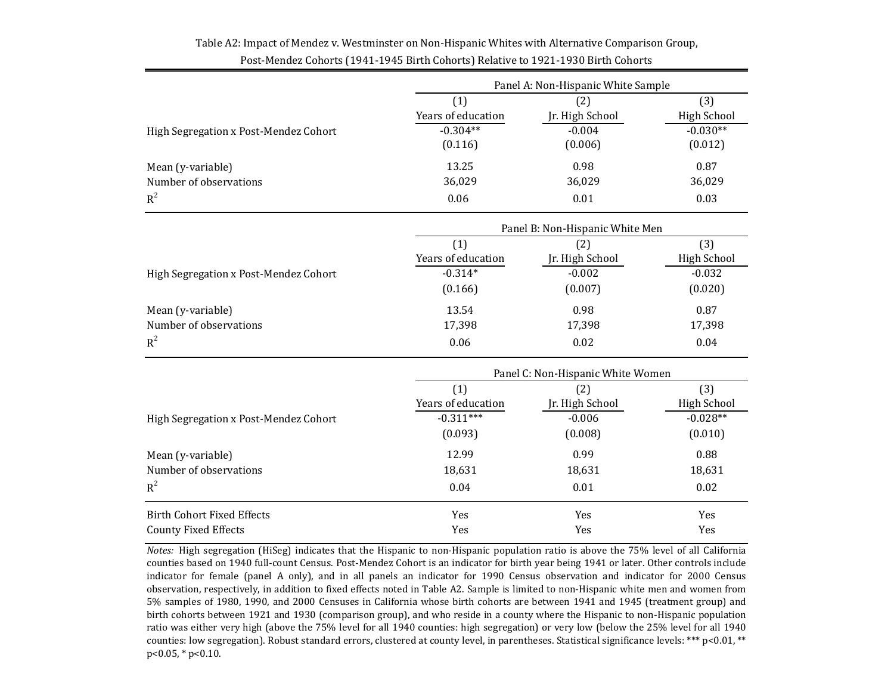Table A2: Impact of Mendez v. Westminster on Non-Hispanic Whites with Alternative Comparison Group, Post-Mendez Cohorts (1941-1945 Birth Cohorts) Relative to 1921-1930 Birth Cohorts

| | Panel A: Non-Hispanic White Sample | | |
|---|---|---|---|
| | (1) Years of education | (2) Jr. High School | (3) High School |
| High Segregation x Post-Mendez Cohort | -0.304** | -0.004 | -0.030** |
| | (0.116) | (0.006) | (0.012) |
| Mean (y-variable) | 13.25 | 0.98 | 0.87 |
| Number of observations | 36,029 | 36,029 | 36,029 |
| $R^2$ | 0.06 | 0.01 | 0.03 |
| | **Panel B: Non-Hispanic White Men** | | |
| | (1) Years of education | (2) Jr. High School | (3) High School |
| High Segregation x Post-Mendez Cohort | -0.314* | -0.002 | -0.032 |
| | (0.166) | (0.007) | (0.020) |
| Mean (y-variable) | 13.54 | 0.98 | 0.87 |
| Number of observations | 17,398 | 17,398 | 17,398 |
| $R^2$ | 0.06 | 0.02 | 0.04 |
| | **Panel C: Non-Hispanic White Women** | | |
| | (1) Years of education | (2) Jr. High School | (3) High School |
| High Segregation x Post-Mendez Cohort | -0.311*** | -0.006 | -0.028** |
| | (0.093) | (0.008) | (0.010) |
| Mean (y-variable) | 12.99 | 0.99 | 0.88 |
| Number of observations | 18,631 | 18,631 | 18,631 |
| $R^2$ | 0.04 | 0.01 | 0.02 |
| Birth Cohort Fixed Effects | Yes | Yes | Yes |
| County Fixed Effects | Yes | Yes | Yes |

*Notes:* High segregation (HiSeg) indicates that the Hispanic to non-Hispanic population ratio is above the 75% level of all California counties based on 1940 full-count Census. Post-Mendez Cohort is an indicator for birth year being 1941 or later. Other controls include indicator for female (panel A only), and in all panels an indicator for 1990 Census observation and indicator for 2000 Census observation, respectively, in addition to fixed effects noted in Table A2. Sample is limited to non-Hispanic white men and women from 5% samples of 1980, 1990, and 2000 Censuses in California whose birth cohorts are between 1941 and 1945 (treatment group) and birth cohorts between 1921 and 1930 (comparison group), and who reside in a county where the Hispanic to non-Hispanic population ratio was either very high (above the 75% level for all 1940 counties: high segregation) or very low (below the 25% level for all 1940 counties: low segregation). Robust standard errors, clustered at county level, in parentheses. Statistical significance levels: *** p<0.01, ** p<0.05, * p<0.10.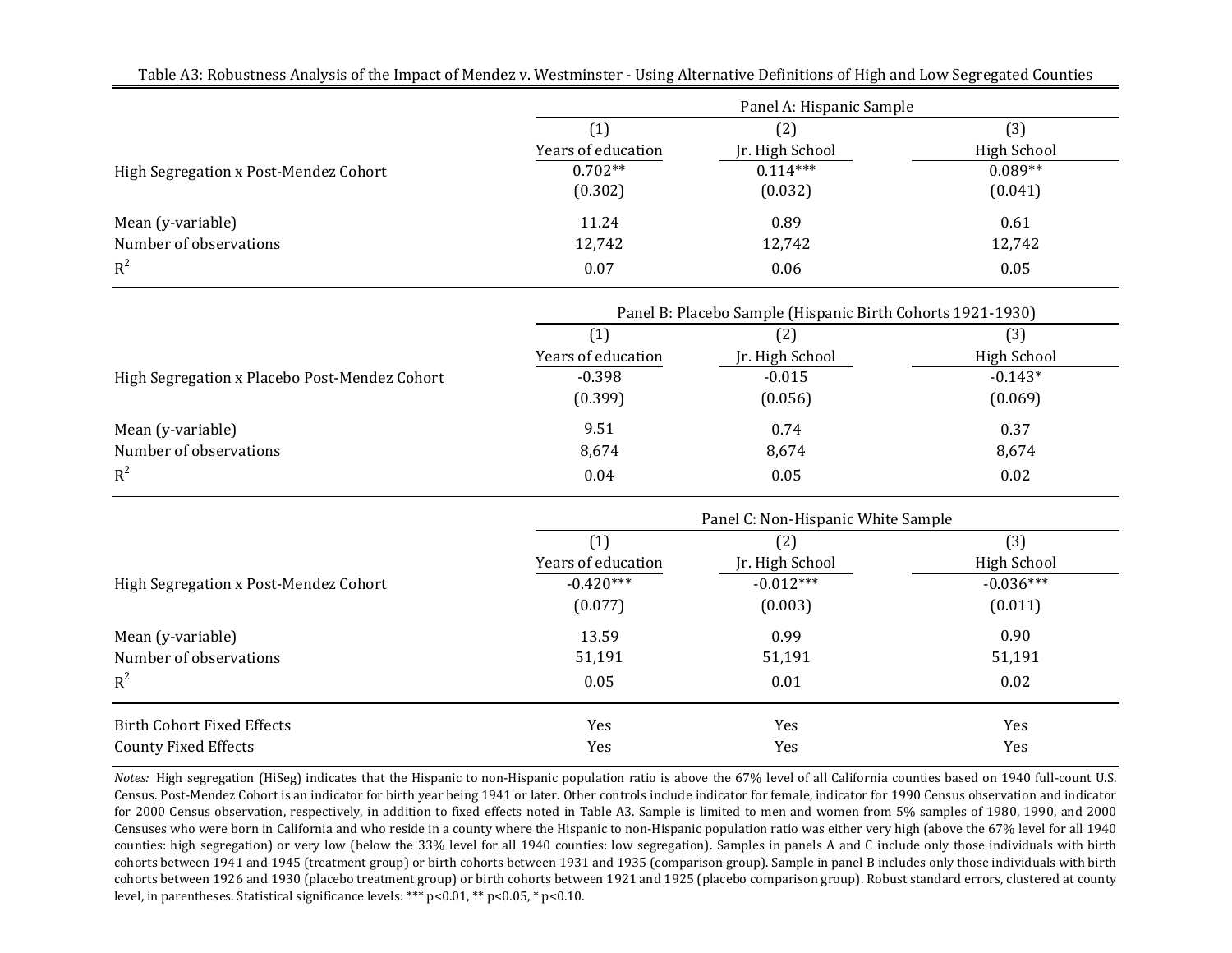Table A3: Robustness Analysis of the Impact of Mendez v. Westminster - Using Alternative Definitions of High and Low Segregated Counties

| | Panel A: Hispanic Sample | | |
|---|---|---|---|
| | (1) | (2) | (3) |
| | Years of education | Jr. High School | High School |
| High Segregation x Post-Mendez Cohort | 0.702** | 0.114*** | 0.089** |
| | (0.302) | (0.032) | (0.041) |
| Mean (y-variable) | 11.24 | 0.89 | 0.61 |
| Number of observations | 12,742 | 12,742 | 12,742 |
| $R^2$ | 0.07 | 0.06 | 0.05 |
| | **Panel B: Placebo Sample (Hispanic Birth Cohorts 1921-1930)** | | |
| | (1) | (2) | (3) |
| | Years of education | Jr. High School | High School |
| High Segregation x Placebo Post-Mendez Cohort | -0.398 | -0.015 | -0.143* |
| | (0.399) | (0.056) | (0.069) |
| Mean (y-variable) | 9.51 | 0.74 | 0.37 |
| Number of observations | 8,674 | 8,674 | 8,674 |
| $R^2$ | 0.04 | 0.05 | 0.02 |
| | **Panel C: Non-Hispanic White Sample** | | |
| | (1) | (2) | (3) |
| | Years of education | Jr. High School | High School |
| High Segregation x Post-Mendez Cohort | -0.420*** | -0.012*** | -0.036*** |
| | (0.077) | (0.003) | (0.011) |
| Mean (y-variable) | 13.59 | 0.99 | 0.90 |
| Number of observations | 51,191 | 51,191 | 51,191 |
| $R^2$ | 0.05 | 0.01 | 0.02 |
| Birth Cohort Fixed Effects | Yes | Yes | Yes |
| County Fixed Effects | Yes | Yes | Yes |

*Notes:* High segregation (HiSeg) indicates that the Hispanic to non-Hispanic population ratio is above the 67% level of all California counties based on 1940 full-count U.S. Census. Post-Mendez Cohort is an indicator for birth year being 1941 or later. Other controls include indicator for female, indicator for 1990 Census observation and indicator for 2000 Census observation, respectively, in addition to fixed effects noted in Table A3. Sample is limited to men and women from 5% samples of 1980, 1990, and 2000 Censuses who were born in California and who reside in a county where the Hispanic to non-Hispanic population ratio was either very high (above the 67% level for all 1940 counties: high segregation) or very low (below the 33% level for all 1940 counties: low segregation). Samples in panels A and C include only those individuals with birth cohorts between 1941 and 1945 (treatment group) or birth cohorts between 1931 and 1935 (comparison group). Sample in panel B includes only those individuals with birth cohorts between 1926 and 1930 (placebo treatment group) or birth cohorts between 1921 and 1925 (placebo comparison group). Robust standard errors, clustered at county level, in parentheses. Statistical significance levels: *** p<0.01, ** p<0.05, * p<0.10.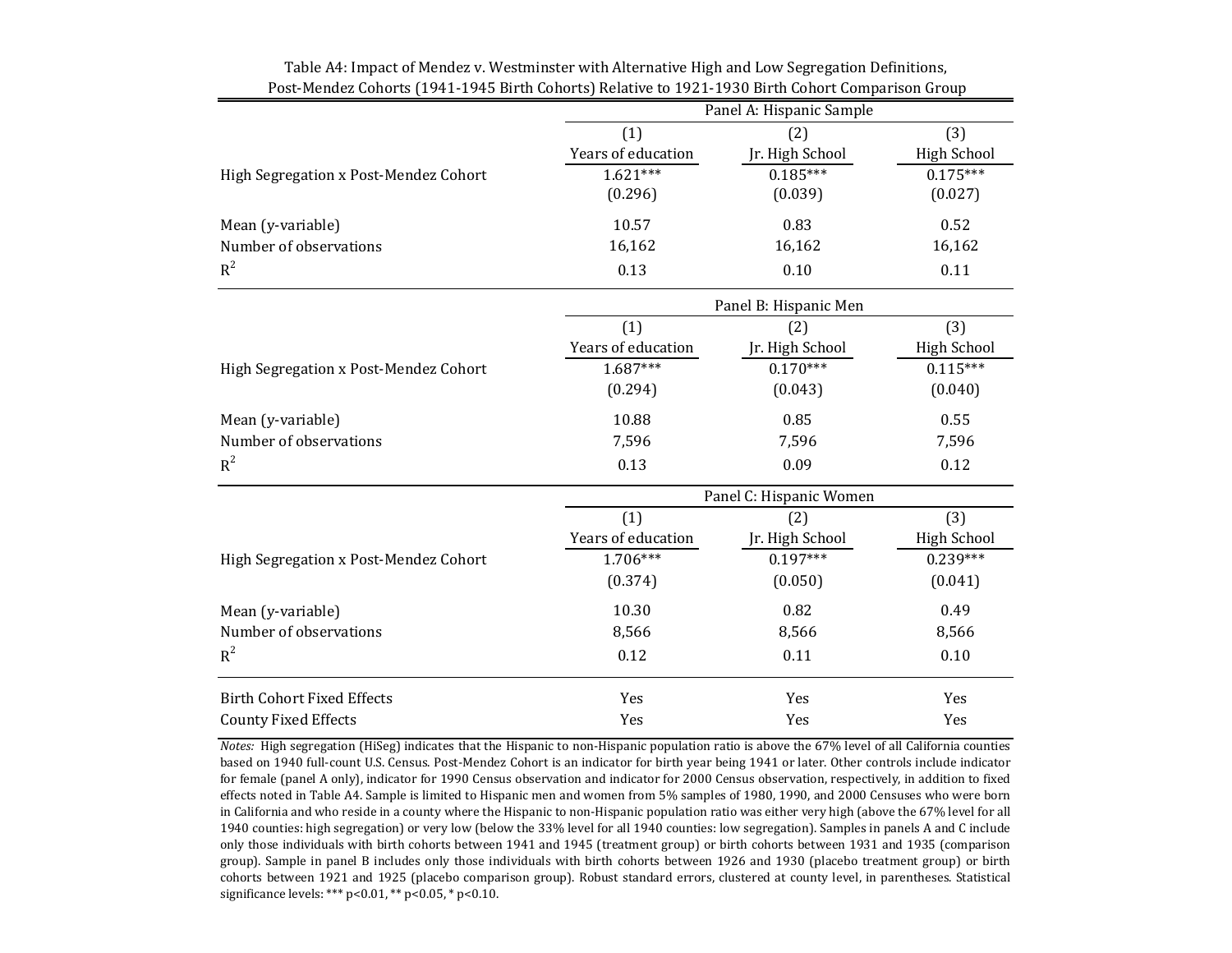Table A4: Impact of Mendez v. Westminster with Alternative High and Low Segregation Definitions, Post-Mendez Cohorts (1941-1945 Birth Cohorts) Relative to 1921-1930 Birth Cohort Comparison Group

| | Panel A: Hispanic Sample | | |
|---|---|---|---|
| | (1) | (2) | (3) |
| | Years of education | Jr. High School | High School |
| High Segregation x Post-Mendez Cohort | 1.621*** | 0.185*** | 0.175*** |
| | (0.296) | (0.039) | (0.027) |
| Mean (y-variable) | 10.57 | 0.83 | 0.52 |
| Number of observations | 16,162 | 16,162 | 16,162 |
| $R^2$ | 0.13 | 0.10 | 0.11 |
| | **Panel B: Hispanic Men** | | |
| | (1) | (2) | (3) |
| | Years of education | Jr. High School | High School |
| High Segregation x Post-Mendez Cohort | 1.687*** | 0.170*** | 0.115*** |
| | (0.294) | (0.043) | (0.040) |
| Mean (y-variable) | 10.88 | 0.85 | 0.55 |
| Number of observations | 7,596 | 7,596 | 7,596 |
| $R^2$ | 0.13 | 0.09 | 0.12 |
| | **Panel C: Hispanic Women** | | |
| | (1) | (2) | (3) |
| | Years of education | Jr. High School | High School |
| High Segregation x Post-Mendez Cohort | 1.706*** | 0.197*** | 0.239*** |
| | (0.374) | (0.050) | (0.041) |
| Mean (y-variable) | 10.30 | 0.82 | 0.49 |
| Number of observations | 8,566 | 8,566 | 8,566 |
| $R^2$ | 0.12 | 0.11 | 0.10 |
| Birth Cohort Fixed Effects | Yes | Yes | Yes |
| County Fixed Effects | Yes | Yes | Yes |

*Notes:* High segregation (HiSeg) indicates that the Hispanic to non-Hispanic population ratio is above the 67% level of all California counties based on 1940 full-count U.S. Census. Post-Mendez Cohort is an indicator for birth year being 1941 or later. Other controls include indicator for female (panel A only), indicator for 1990 Census observation and indicator for 2000 Census observation, respectively, in addition to fixed effects noted in Table A4. Sample is limited to Hispanic men and women from 5% samples of 1980, 1990, and 2000 Censuses who were born in California and who reside in a county where the Hispanic to non-Hispanic population ratio was either very high (above the 67% level for all 1940 counties: high segregation) or very low (below the 33% level for all 1940 counties: low segregation). Samples in panels A and C include only those individuals with birth cohorts between 1941 and 1945 (treatment group) or birth cohorts between 1931 and 1935 (comparison group). Sample in panel B includes only those individuals with birth cohorts between 1926 and 1930 (placebo treatment group) or birth cohorts between 1921 and 1925 (placebo comparison group). Robust standard errors, clustered at county level, in parentheses. Statistical significance levels: *** p<0.01, ** p<0.05, * p<0.10.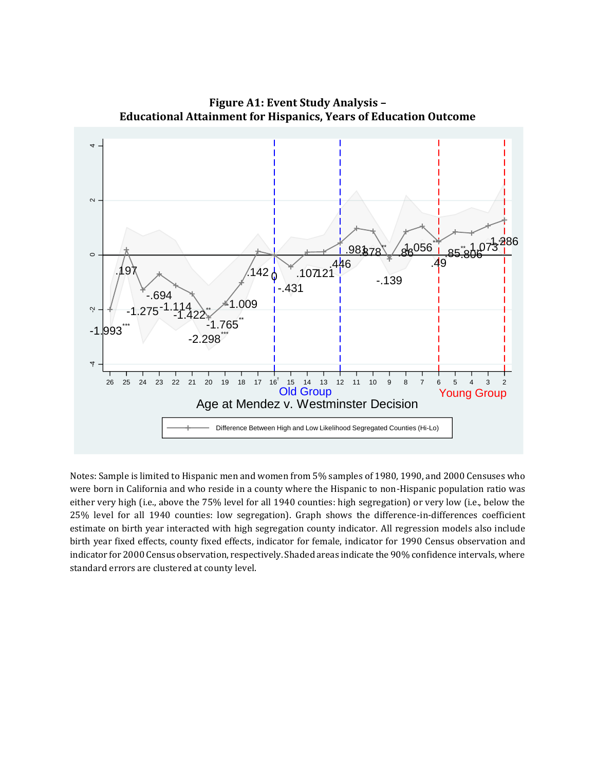**Figure A1: Event Study Analysis –**
**Educational Attainment for Hispanics, Years of Education Outcome**

Notes: Sample is limited to Hispanic men and women from 5% samples of 1980, 1990, and 2000 Censuses who were born in California and who reside in a county where the Hispanic to non-Hispanic population ratio was either very high (i.e., above the 75% level for all 1940 counties: high segregation) or very low (i.e., below the 25% level for all 1940 counties: low segregation). Graph shows the difference-in-differences coefficient estimate on birth year interacted with high segregation county indicator. All regression models also include birth year fixed effects, county fixed effects, indicator for female, indicator for 1990 Census observation and indicator for 2000 Census observation, respectively. Shaded areas indicate the 90% confidence intervals, where standard errors are clustered at county level.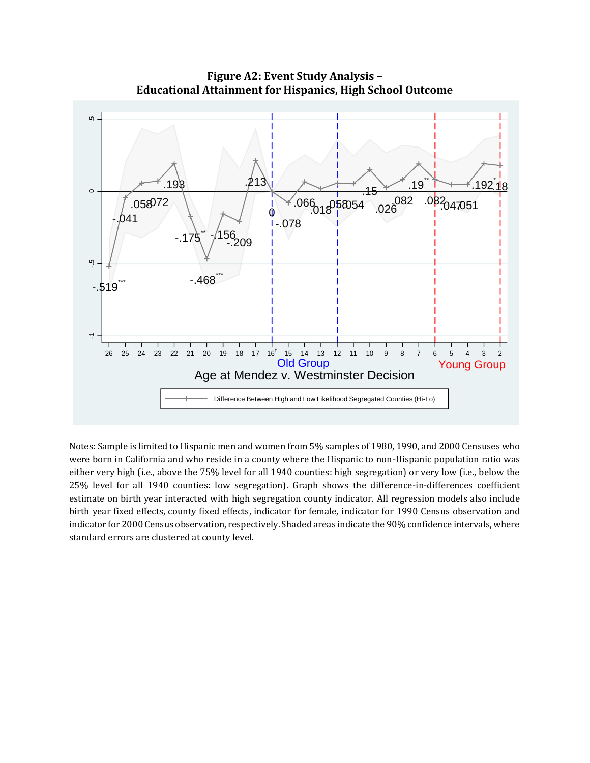**Figure A2: Event Study Analysis –**
**Educational Attainment for Hispanics, High School Outcome**

Notes: Sample is limited to Hispanic men and women from 5% samples of 1980, 1990, and 2000 Censuses who were born in California and who reside in a county where the Hispanic to non-Hispanic population ratio was either very high (i.e., above the 75% level for all 1940 counties: high segregation) or very low (i.e., below the 25% level for all 1940 counties: low segregation). Graph shows the difference-in-differences coefficient estimate on birth year interacted with high segregation county indicator. All regression models also include birth year fixed effects, county fixed effects, indicator for female, indicator for 1990 Census observation and indicator for 2000 Census observation, respectively. Shaded areas indicate the 90% confidence intervals, where standard errors are clustered at county level.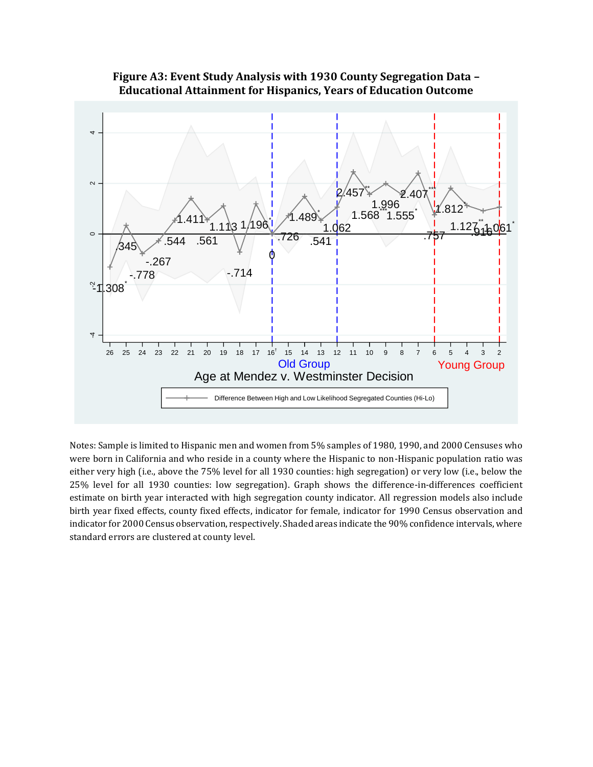**Figure A3: Event Study Analysis with 1930 County Segregation Data – Educational Attainment for Hispanics, Years of Education Outcome**

Notes: Sample is limited to Hispanic men and women from 5% samples of 1980, 1990, and 2000 Censuses who were born in California and who reside in a county where the Hispanic to non-Hispanic population ratio was either very high (i.e., above the 75% level for all 1930 counties: high segregation) or very low (i.e., below the 25% level for all 1930 counties: low segregation). Graph shows the difference-in-differences coefficient estimate on birth year interacted with high segregation county indicator. All regression models also include birth year fixed effects, county fixed effects, indicator for female, indicator for 1990 Census observation and indicator for 2000 Census observation, respectively. Shaded areas indicate the 90% confidence intervals, where standard errors are clustered at county level.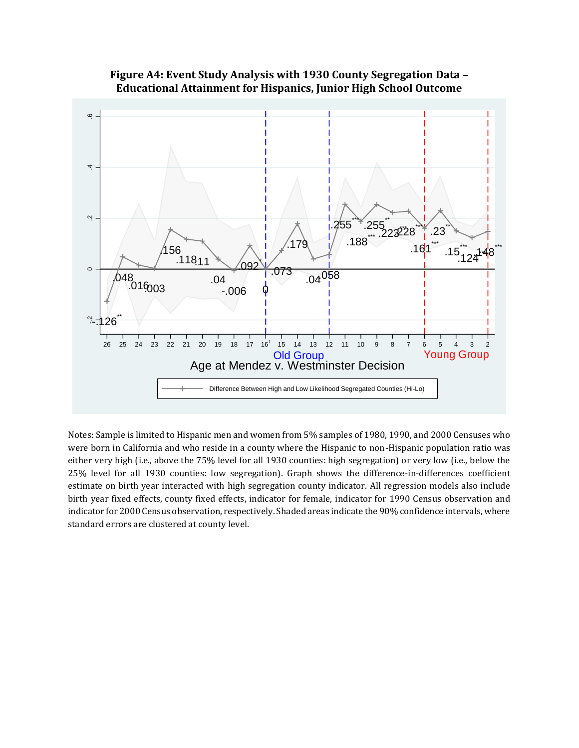**Figure A4: Event Study Analysis with 1930 County Segregation Data – Educational Attainment for Hispanics, Junior High School Outcome**

Notes: Sample is limited to Hispanic men and women from 5% samples of 1980, 1990, and 2000 Censuses who were born in California and who reside in a county where the Hispanic to non-Hispanic population ratio was either very high (i.e., above the 75% level for all 1930 counties: high segregation) or very low (i.e., below the 25% level for all 1930 counties: low segregation). Graph shows the difference-in-differences coefficient estimate on birth year interacted with high segregation county indicator. All regression models also include birth year fixed effects, county fixed effects, indicator for female, indicator for 1990 Census observation and indicator for 2000 Census observation, respectively. Shaded areas indicate the 90% confidence intervals, where standard errors are clustered at county level.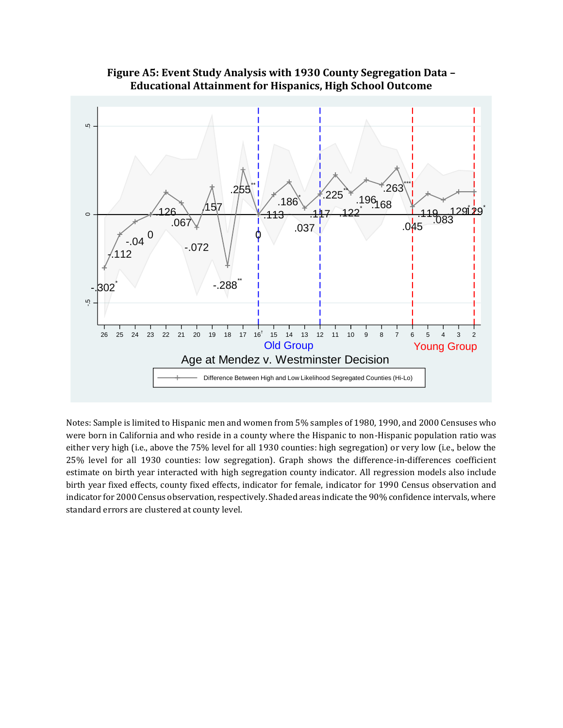**Figure A5: Event Study Analysis with 1930 County Segregation Data – Educational Attainment for Hispanics, High School Outcome**

Notes: Sample is limited to Hispanic men and women from 5% samples of 1980, 1990, and 2000 Censuses who were born in California and who reside in a county where the Hispanic to non-Hispanic population ratio was either very high (i.e., above the 75% level for all 1930 counties: high segregation) or very low (i.e., below the 25% level for all 1930 counties: low segregation). Graph shows the difference-in-differences coefficient estimate on birth year interacted with high segregation county indicator. All regression models also include birth year fixed effects, county fixed effects, indicator for female, indicator for 1990 Census observation and indicator for 2000 Census observation, respectively. Shaded areas indicate the 90% confidence intervals, where standard errors are clustered at county level.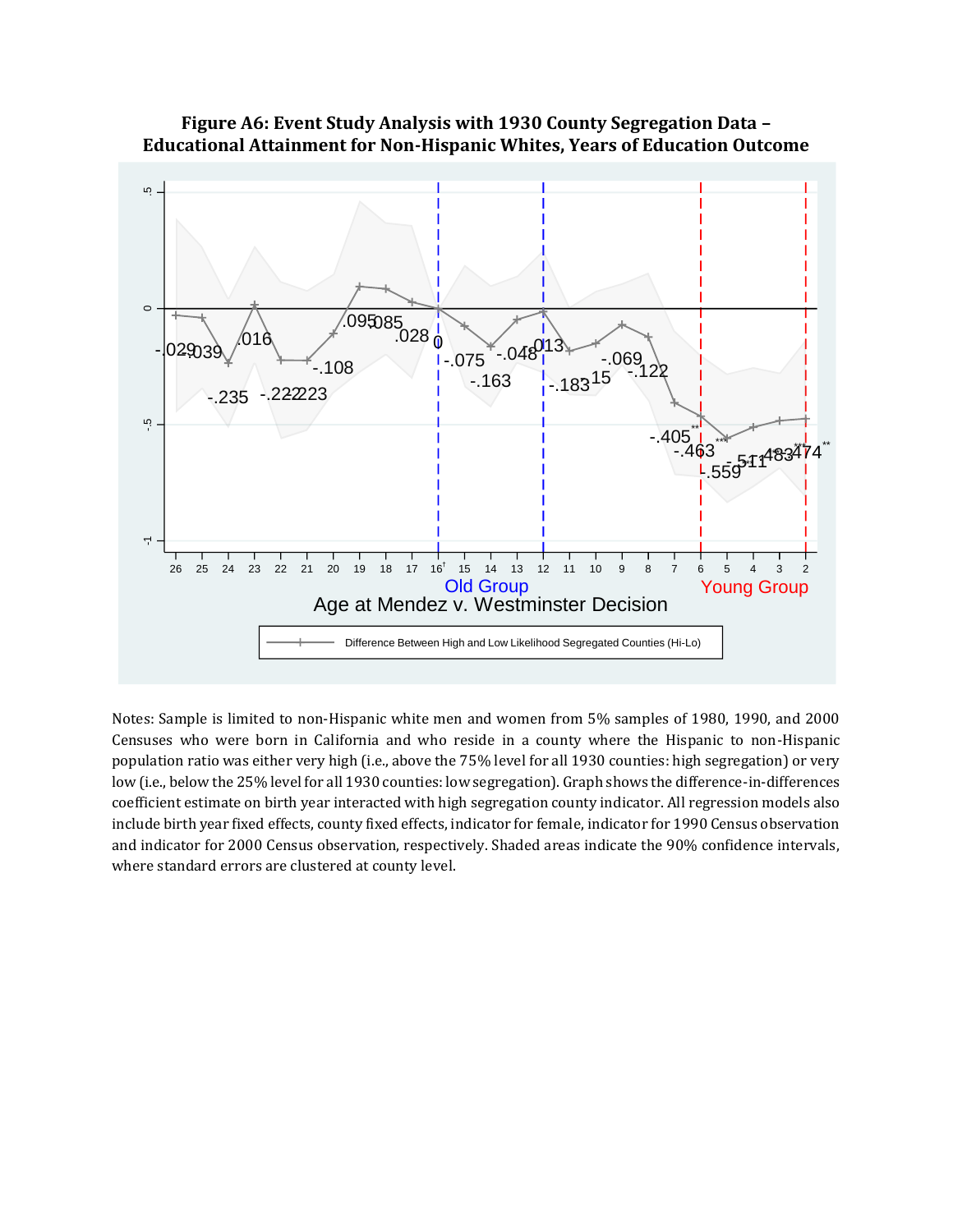**Figure A6: Event Study Analysis with 1930 County Segregation Data – Educational Attainment for Non-Hispanic Whites, Years of Education Outcome**

Notes: Sample is limited to non-Hispanic white men and women from 5% samples of 1980, 1990, and 2000 Censuses who were born in California and who reside in a county where the Hispanic to non-Hispanic population ratio was either very high (i.e., above the 75% level for all 1930 counties: high segregation) or very low (i.e., below the 25% level for all 1930 counties: low segregation). Graph shows the difference-in-differences coefficient estimate on birth year interacted with high segregation county indicator. All regression models also include birth year fixed effects, county fixed effects, indicator for female, indicator for 1990 Census observation and indicator for 2000 Census observation, respectively. Shaded areas indicate the 90% confidence intervals, where standard errors are clustered at county level.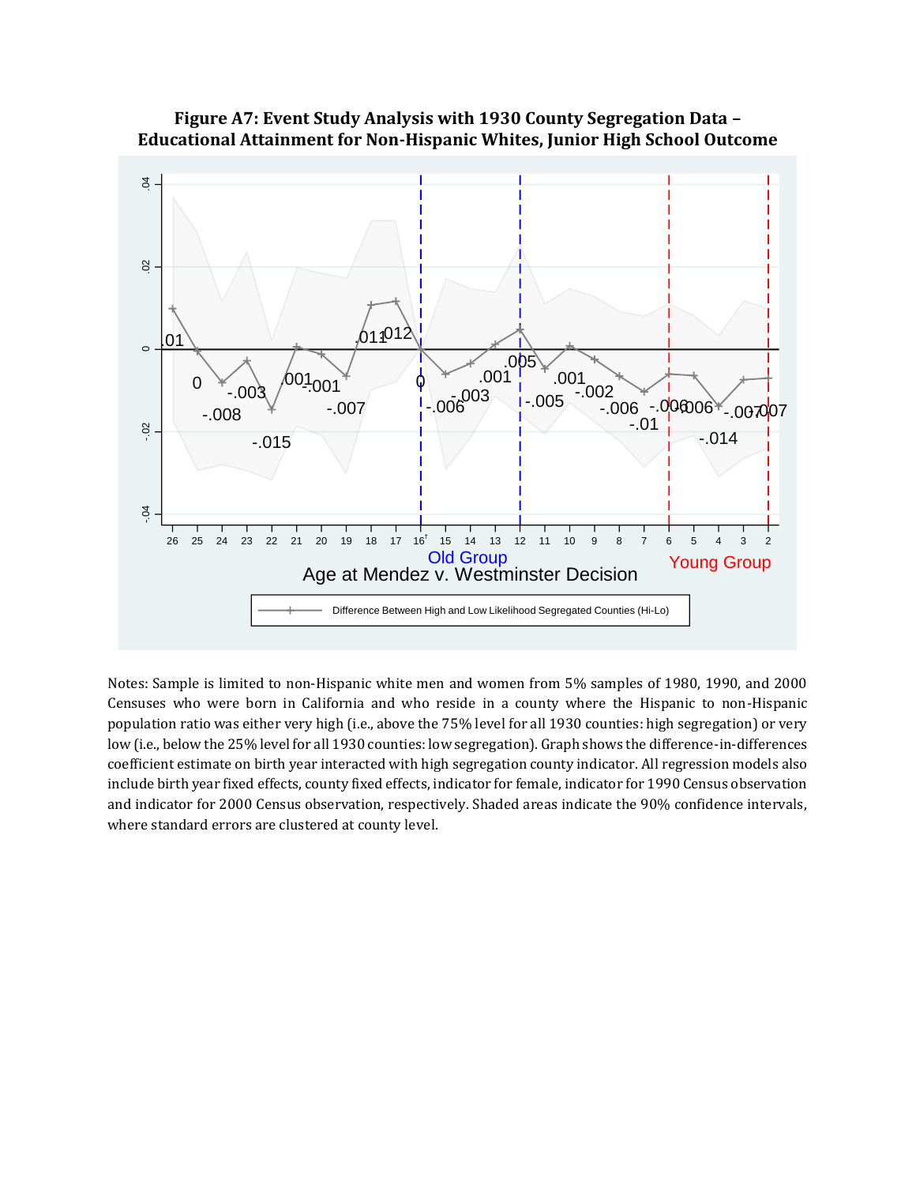**Figure A7: Event Study Analysis with 1930 County Segregation Data – Educational Attainment for Non-Hispanic Whites, Junior High School Outcome**

Notes: Sample is limited to non-Hispanic white men and women from 5% samples of 1980, 1990, and 2000 Censuses who were born in California and who reside in a county where the Hispanic to non-Hispanic population ratio was either very high (i.e., above the 75% level for all 1930 counties: high segregation) or very low (i.e., below the 25% level for all 1930 counties: low segregation). Graph shows the difference-in-differences coefficient estimate on birth year interacted with high segregation county indicator. All regression models also include birth year fixed effects, county fixed effects, indicator for female, indicator for 1990 Census observation and indicator for 2000 Census observation, respectively. Shaded areas indicate the 90% confidence intervals, where standard errors are clustered at county level.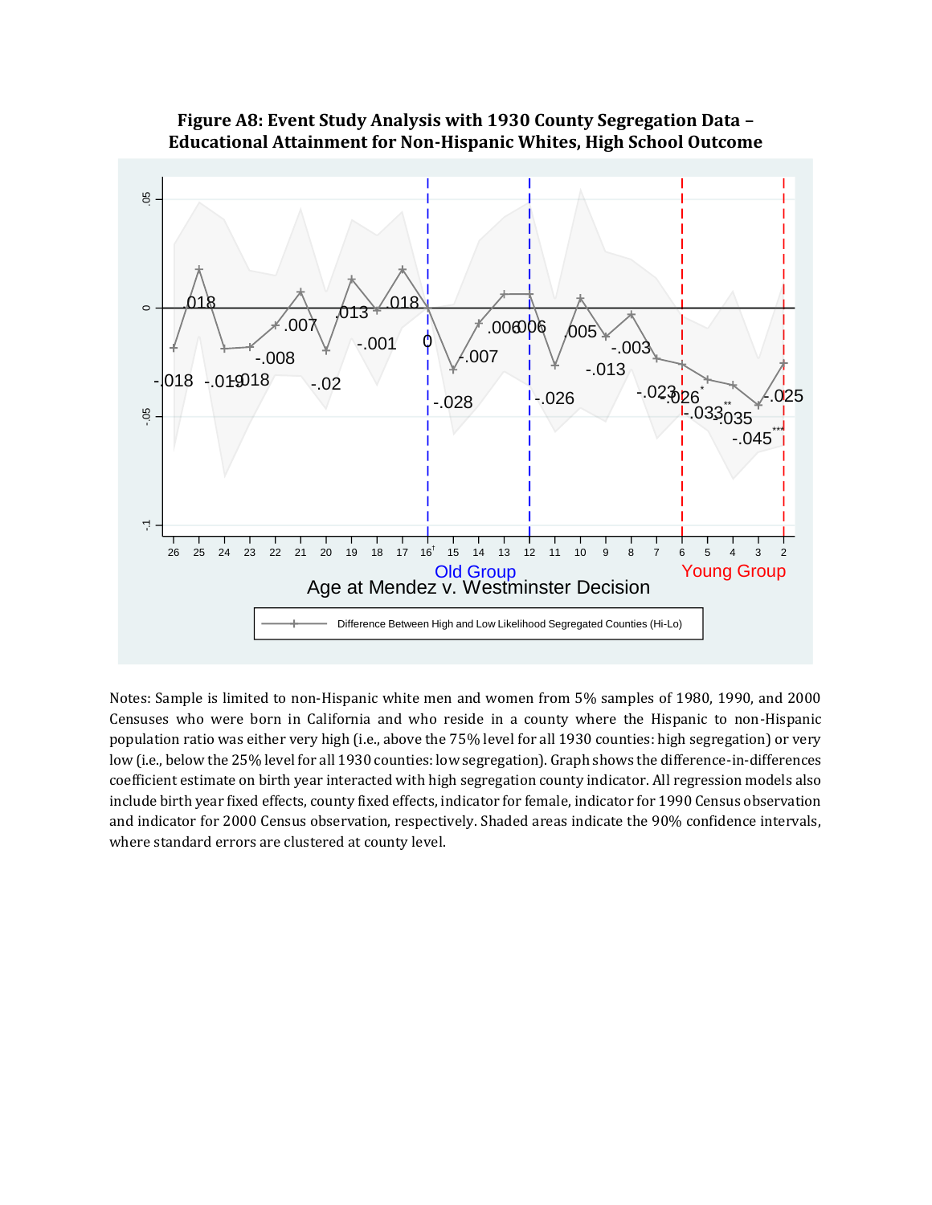**Figure A8: Event Study Analysis with 1930 County Segregation Data – Educational Attainment for Non-Hispanic Whites, High School Outcome**

.05
0
-.05
-.1

-.018 .018 -.019 -.018 -.008 .007 -.02 .013 -.001 .018 0 -.028 -.007 .006 .006 -.026 .005 -.013 -.003 -.023 -.026* -.033** -.035 -.045*** -.025

26 25 24 23 22 21 20 19 18 17 16† 15 14 13 12 11 10 9 8 7 6 5 4 3 2

Old Group

Young Group

Age at Mendez v. Westminster Decision

Difference Between High and Low Likelihood Segregated Counties (Hi-Lo)

Notes: Sample is limited to non-Hispanic white men and women from 5% samples of 1980, 1990, and 2000 Censuses who were born in California and who reside in a county where the Hispanic to non-Hispanic population ratio was either very high (i.e., above the 75% level for all 1930 counties: high segregation) or very low (i.e., below the 25% level for all 1930 counties: low segregation). Graph shows the difference-in-differences coefficient estimate on birth year interacted with high segregation county indicator. All regression models also include birth year fixed effects, county fixed effects, indicator for female, indicator for 1990 Census observation and indicator for 2000 Census observation, respectively. Shaded areas indicate the 90% confidence intervals, where standard errors are clustered at county level.